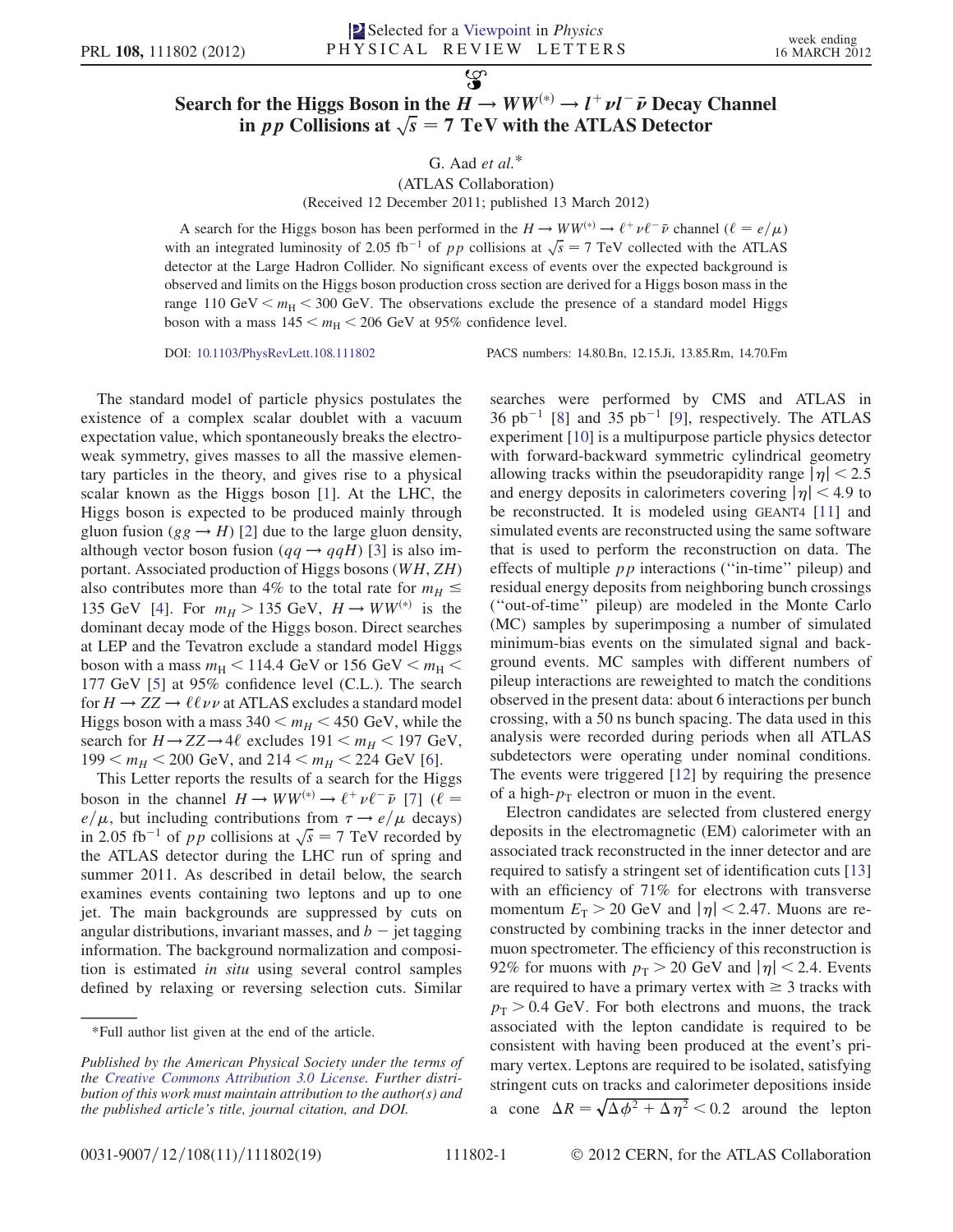Selected for a Viewpoint in *Physics*

# Search for the Higgs Boson in the $H \rightarrow WW^{(*)} \rightarrow l^+ \nu l^- \bar{\nu}$ Decay Channel in $pp$ Collisions at $\sqrt{s} = 7$ TeV with the ATLAS Detector

G. Aad *et al.*\*

(ATLAS Collaboration)

(Received 12 December 2011; published 13 March 2012)

A search for the Higgs boson has been performed in the $H \rightarrow WW^{(*)} \rightarrow \ell^+ \nu \ell^- \bar{\nu}$ channel ($\ell = e/\mu$) with an integrated luminosity of 2.05 fb$^{-1}$ of $pp$ collisions at $\sqrt{s} = 7$ TeV collected with the ATLAS detector at the Large Hadron Collider. No significant excess of events over the expected background is observed and limits on the Higgs boson production cross section are derived for a Higgs boson mass in the range 110 GeV $< m_{\mathrm{H}} <$ 300 GeV. The observations exclude the presence of a standard model Higgs boson with a mass $145 < m_{\mathrm{H}} < 206$ GeV at 95% confidence level.

DOI: 10.1103/PhysRevLett.108.111802 PACS numbers: 14.80.Bn, 12.15.Ji, 13.85.Rm, 14.70.Fm

The standard model of particle physics postulates the existence of a complex scalar doublet with a vacuum expectation value, which spontaneously breaks the electroweak symmetry, gives masses to all the massive elementary particles in the theory, and gives rise to a physical scalar known as the Higgs boson [1]. At the LHC, the Higgs boson is expected to be produced mainly through gluon fusion ($gg \rightarrow H$) [2] due to the large gluon density, although vector boson fusion ($qq \rightarrow qqH$) [3] is also important. Associated production of Higgs bosons ($WH$, $ZH$) also contributes more than 4% to the total rate for $m_H \leq$ 135 GeV [4]. For $m_H > 135$ GeV, $H \rightarrow WW^{(*)}$ is the dominant decay mode of the Higgs boson. Direct searches at LEP and the Tevatron exclude a standard model Higgs boson with a mass $m_{\mathrm{H}} < 114.4$ GeV or 156 GeV $< m_{\mathrm{H}} <$ 177 GeV [5] at 95% confidence level (C.L.). The search for $H \rightarrow ZZ \rightarrow \ell\ell\nu\nu$ at ATLAS excludes a standard model Higgs boson with a mass $340 < m_H < 450$ GeV, while the search for $H \rightarrow ZZ \rightarrow 4\ell$ excludes $191 < m_H < 197$ GeV, $199 < m_H < 200$ GeV, and $214 < m_H < 224$ GeV [6].

This Letter reports the results of a search for the Higgs boson in the channel $H \rightarrow WW^{(*)} \rightarrow \ell^+ \nu \ell^- \bar{\nu}$ [7] ($\ell = e/\mu$, but including contributions from $\tau \rightarrow e/\mu$ decays) in 2.05 fb$^{-1}$ of $pp$ collisions at $\sqrt{s} = 7$ TeV recorded by the ATLAS detector during the LHC run of spring and summer 2011. As described in detail below, the search examines events containing two leptons and up to one jet. The main backgrounds are suppressed by cuts on angular distributions, invariant masses, and $b-$jet tagging information. The background normalization and composition is estimated *in situ* using several control samples defined by relaxing or reversing selection cuts. Similar searches were performed by CMS and ATLAS in 36 pb$^{-1}$ [8] and 35 pb$^{-1}$ [9], respectively. The ATLAS experiment [10] is a multipurpose particle physics detector with forward-backward symmetric cylindrical geometry allowing tracks within the pseudorapidity range $|\eta| < 2.5$ and energy deposits in calorimeters covering $|\eta| < 4.9$ to be reconstructed. It is modeled using GEANT4 [11] and simulated events are reconstructed using the same software that is used to perform the reconstruction on data. The effects of multiple $pp$ interactions ("in-time" pileup) and residual energy deposits from neighboring bunch crossings ("out-of-time" pileup) are modeled in the Monte Carlo (MC) samples by superimposing a number of simulated minimum-bias events on the simulated signal and background events. MC samples with different numbers of pileup interactions are reweighted to match the conditions observed in the present data: about 6 interactions per bunch crossing, with a 50 ns bunch spacing. The data used in this analysis were recorded during periods when all ATLAS subdetectors were operating under nominal conditions. The events were triggered [12] by requiring the presence of a high-$p_{\mathrm{T}}$ electron or muon in the event.

Electron candidates are selected from clustered energy deposits in the electromagnetic (EM) calorimeter with an associated track reconstructed in the inner detector and are required to satisfy a stringent set of identification cuts [13] with an efficiency of 71% for electrons with transverse momentum $E_{\mathrm{T}} > 20$ GeV and $|\eta| < 2.47$. Muons are reconstructed by combining tracks in the inner detector and muon spectrometer. The efficiency of this reconstruction is 92% for muons with $p_{\mathrm{T}} > 20$ GeV and $|\eta| < 2.4$. Events are required to have a primary vertex with $\geq 3$ tracks with $p_{\mathrm{T}} > 0.4$ GeV. For both electrons and muons, the track associated with the lepton candidate is required to be consistent with having been produced at the event's primary vertex. Leptons are required to be isolated, satisfying stringent cuts on tracks and calorimeter depositions inside a cone $\Delta R = \sqrt{\Delta\phi^2 + \Delta\eta^2} < 0.2$ around the lepton

\*Full author list given at the end of the article.

*Published by the American Physical Society under the terms of the Creative Commons Attribution 3.0 License. Further distribution of this work must maintain attribution to the author(s) and the published article's title, journal citation, and DOI.*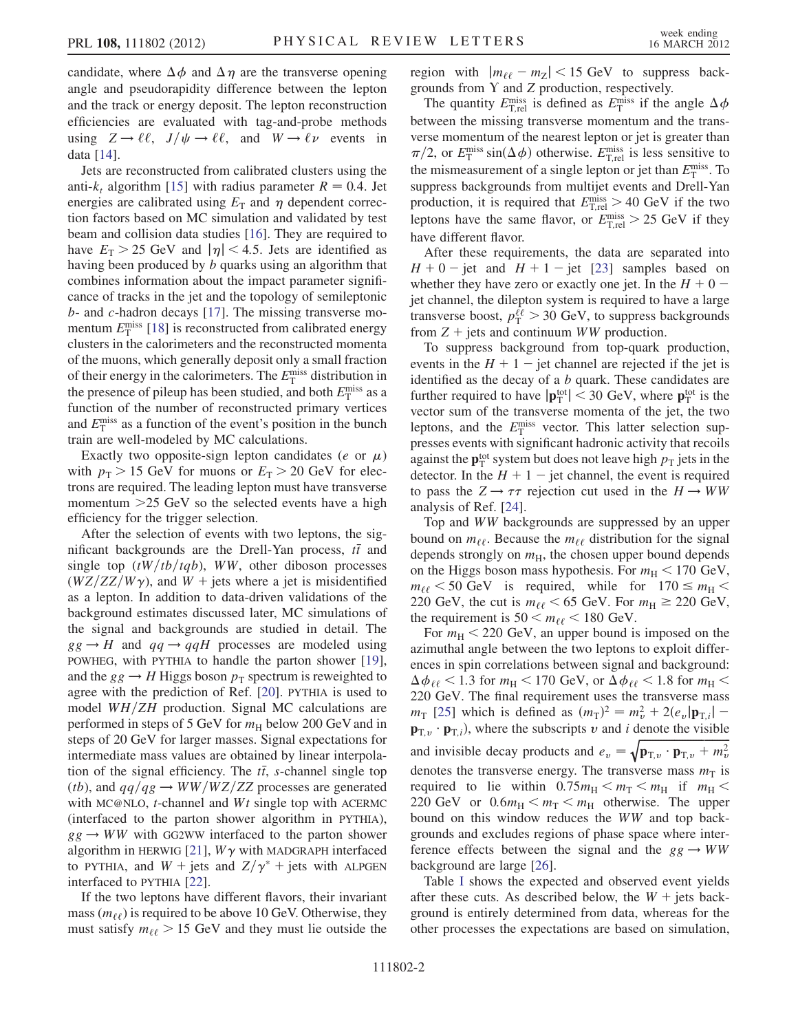candidate, where $\Delta\phi$ and $\Delta\eta$ are the transverse opening angle and pseudorapidity difference between the lepton and the track or energy deposit. The lepton reconstruction efficiencies are evaluated with tag-and-probe methods using $Z \to \ell\ell$, $J/\psi \to \ell\ell$, and $W \to \ell\nu$ events in data [14].

Jets are reconstructed from calibrated clusters using the anti-$k_t$ algorithm [15] with radius parameter $R = 0.4$. Jet energies are calibrated using $E_T$ and $\eta$ dependent correction factors based on MC simulation and validated by test beam and collision data studies [16]. They are required to have $E_T > 25$ GeV and $|\eta| < 4.5$. Jets are identified as having been produced by $b$ quarks using an algorithm that combines information about the impact parameter significance of tracks in the jet and the topology of semileptonic $b$- and $c$-hadron decays [17]. The missing transverse momentum $E_T^{\rm miss}$ [18] is reconstructed from calibrated energy clusters in the calorimeters and the reconstructed momenta of the muons, which generally deposit only a small fraction of their energy in the calorimeters. The $E_T^{\rm miss}$ distribution in the presence of pileup has been studied, and both $E_T^{\rm miss}$ as a function of the number of reconstructed primary vertices and $E_T^{\rm miss}$ as a function of the event's position in the bunch train are well-modeled by MC calculations.

Exactly two opposite-sign lepton candidates ($e$ or $\mu$) with $p_T > 15$ GeV for muons or $E_T > 20$ GeV for electrons are required. The leading lepton must have transverse momentum $>25$ GeV so the selected events have a high efficiency for the trigger selection.

After the selection of events with two leptons, the significant backgrounds are the Drell-Yan process, $t\bar{t}$ and single top ($tW/tb/tqb$), $WW$, other diboson processes ($WZ/ZZ/W\gamma$), and $W$ + jets where a jet is misidentified as a lepton. In addition to data-driven validations of the background estimates discussed later, MC simulations of the signal and backgrounds are studied in detail. The $gg \to H$ and $qq \to qqH$ processes are modeled using POWHEG, with PYTHIA to handle the parton shower [19], and the $gg \to H$ Higgs boson $p_T$ spectrum is reweighted to agree with the prediction of Ref. [20]. PYTHIA is used to model $WH/ZH$ production. Signal MC calculations are performed in steps of 5 GeV for $m_H$ below 200 GeV and in steps of 20 GeV for larger masses. Signal expectations for intermediate mass values are obtained by linear interpolation of the signal efficiency. The $t\bar{t}$, $s$-channel single top ($tb$), and $qq/qg \to WW/WZ/ZZ$ processes are generated with MC@NLO, $t$-channel and $Wt$ single top with ACERMC (interfaced to the parton shower algorithm in PYTHIA), $gg \to WW$ with GG2WW interfaced to the parton shower algorithm in HERWIG [21], $W\gamma$ with MADGRAPH interfaced to PYTHIA, and $W$ + jets and $Z/\gamma^*$ + jets with ALPGEN interfaced to PYTHIA [22].

If the two leptons have different flavors, their invariant mass ($m_{\ell\ell}$) is required to be above 10 GeV. Otherwise, they must satisfy $m_{\ell\ell} > 15$ GeV and they must lie outside the region with $|m_{\ell\ell} - m_Z| < 15$ GeV to suppress backgrounds from $\Upsilon$ and $Z$ production, respectively.

The quantity $E_{T,\rm rel}^{\rm miss}$ is defined as $E_T^{\rm miss}$ if the angle $\Delta\phi$ between the missing transverse momentum and the transverse momentum of the nearest lepton or jet is greater than $\pi/2$, or $E_T^{\rm miss}\sin(\Delta\phi)$ otherwise. $E_{T,\rm rel}^{\rm miss}$ is less sensitive to the mismeasurement of a single lepton or jet than $E_T^{\rm miss}$. To suppress backgrounds from multijet events and Drell-Yan production, it is required that $E_{T,\rm rel}^{\rm miss} > 40$ GeV if the two leptons have the same flavor, or $E_{T,\rm rel}^{\rm miss} > 25$ GeV if they have different flavor.

After these requirements, the data are separated into $H + 0-$ jet and $H + 1-$ jet [23] samples based on whether they have zero or exactly one jet. In the $H + 0-$ jet channel, the dilepton system is required to have a large transverse boost, $p_T^{\ell\ell} > 30$ GeV, to suppress backgrounds from $Z$ + jets and continuum $WW$ production.

To suppress background from top-quark production, events in the $H + 1-$ jet channel are rejected if the jet is identified as the decay of a $b$ quark. These candidates are further required to have $|\mathbf{p}_T^{\rm tot}| < 30$ GeV, where $\mathbf{p}_T^{\rm tot}$ is the vector sum of the transverse momenta of the jet, the two leptons, and the $E_T^{\rm miss}$ vector. This latter selection suppresses events with significant hadronic activity that recoils against the $\mathbf{p}_T^{\rm tot}$ system but does not leave high $p_T$ jets in the detector. In the $H + 1-$ jet channel, the event is required to pass the $Z \to \tau\tau$ rejection cut used in the $H \to WW$ analysis of Ref. [24].

Top and $WW$ backgrounds are suppressed by an upper bound on $m_{\ell\ell}$. Because the $m_{\ell\ell}$ distribution for the signal depends strongly on $m_H$, the chosen upper bound depends on the Higgs boson mass hypothesis. For $m_H < 170$ GeV, $m_{\ell\ell} < 50$ GeV is required, while for $170 \le m_H < 220$ GeV, the cut is $m_{\ell\ell} < 65$ GeV. For $m_H \ge 220$ GeV, the requirement is $50 < m_{\ell\ell} < 180$ GeV.

For $m_H < 220$ GeV, an upper bound is imposed on the azimuthal angle between the two leptons to exploit differences in spin correlations between signal and background: $\Delta\phi_{\ell\ell} < 1.3$ for $m_H < 170$ GeV, or $\Delta\phi_{\ell\ell} < 1.8$ for $m_H < 220$ GeV. The final requirement uses the transverse mass $m_T$ [25] which is defined as $(m_T)^2 = m_v^2 + 2(e_v|\mathbf{p}_{T,i}| - \mathbf{p}_{T,v} \cdot \mathbf{p}_{T,i})$, where the subscripts $v$ and $i$ denote the visible and invisible decay products and $e_v = \sqrt{\mathbf{p}_{T,v} \cdot \mathbf{p}_{T,v} + m_v^2}$ denotes the transverse energy. The transverse mass $m_T$ is required to lie within $0.75m_H < m_T < m_H$ if $m_H < 220$ GeV or $0.6m_H < m_T < m_H$ otherwise. The upper bound on this window reduces the $WW$ and top backgrounds and excludes regions of phase space where interference effects between the signal and the $gg \to WW$ background are large [26].

Table I shows the expected and observed event yields after these cuts. As described below, the $W$ + jets background is entirely determined from data, whereas for the other processes the expectations are based on simulation,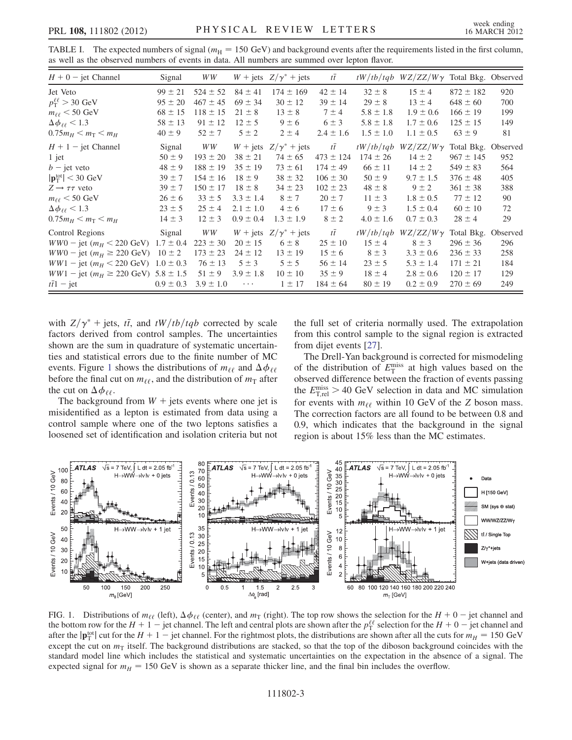TABLE I. The expected numbers of signal ($m_H = 150$ GeV) and background events after the requirements listed in the first column, as well as the observed numbers of events in data. All numbers are summed over lepton flavor.

| $H + 0-$ jet Channel | Signal | $WW$ | $W +$ jets | $Z/\gamma^* +$ jets | $t\bar{t}$ | $tW/tb/tqb$ | $WZ/ZZ/W\gamma$ | Total Bkg. | Observed |
|---|---|---|---|---|---|---|---|---|---|
| Jet Veto | $99 \pm 21$ | $524 \pm 52$ | $84 \pm 41$ | $174 \pm 169$ | $42 \pm 14$ | $32 \pm 8$ | $15 \pm 4$ | $872 \pm 182$ | 920 |
| $p_T^{\ell\ell} > 30$ GeV | $95 \pm 20$ | $467 \pm 45$ | $69 \pm 34$ | $30 \pm 12$ | $39 \pm 14$ | $29 \pm 8$ | $13 \pm 4$ | $648 \pm 60$ | 700 |
| $m_{\ell\ell} < 50$ GeV | $68 \pm 15$ | $118 \pm 15$ | $21 \pm 8$ | $13 \pm 8$ | $7 \pm 4$ | $5.8 \pm 1.8$ | $1.9 \pm 0.6$ | $166 \pm 19$ | 199 |
| $\Delta\phi_{\ell\ell} < 1.3$ | $58 \pm 13$ | $91 \pm 12$ | $12 \pm 5$ | $9 \pm 6$ | $6 \pm 3$ | $5.8 \pm 1.8$ | $1.7 \pm 0.6$ | $125 \pm 15$ | 149 |
| $0.75 m_H < m_T < m_H$ | $40 \pm 9$ | $52 \pm 7$ | $5 \pm 2$ | $2 \pm 4$ | $2.4 \pm 1.6$ | $1.5 \pm 1.0$ | $1.1 \pm 0.5$ | $63 \pm 9$ | 81 |
| $H + 1-$ jet Channel | Signal | $WW$ | $W +$ jets | $Z/\gamma^* +$ jets | $t\bar{t}$ | $tW/tb/tqb$ | $WZ/ZZ/W\gamma$ | Total Bkg. | Observed |
| 1 jet | $50 \pm 9$ | $193 \pm 20$ | $38 \pm 21$ | $74 \pm 65$ | $473 \pm 124$ | $174 \pm 26$ | $14 \pm 2$ | $967 \pm 145$ | 952 |
| $b-$ jet veto | $48 \pm 9$ | $188 \pm 19$ | $35 \pm 19$ | $73 \pm 61$ | $174 \pm 49$ | $66 \pm 11$ | $14 \pm 2$ | $549 \pm 83$ | 564 |
| $\lvert\mathbf{p}_T^{\rm tot}\rvert < 30$ GeV | $39 \pm 7$ | $154 \pm 16$ | $18 \pm 9$ | $38 \pm 32$ | $106 \pm 30$ | $50 \pm 9$ | $9.7 \pm 1.5$ | $376 \pm 48$ | 405 |
| $Z \to \tau\tau$ veto | $39 \pm 7$ | $150 \pm 17$ | $18 \pm 8$ | $34 \pm 23$ | $102 \pm 23$ | $48 \pm 8$ | $9 \pm 2$ | $361 \pm 38$ | 388 |
| $m_{\ell\ell} < 50$ GeV | $26 \pm 6$ | $33 \pm 5$ | $3.3 \pm 1.4$ | $8 \pm 7$ | $20 \pm 7$ | $11 \pm 3$ | $1.8 \pm 0.5$ | $77 \pm 12$ | 90 |
| $\Delta\phi_{\ell\ell} < 1.3$ | $23 \pm 5$ | $25 \pm 4$ | $2.1 \pm 1.0$ | $4 \pm 6$ | $17 \pm 6$ | $9 \pm 3$ | $1.5 \pm 0.4$ | $60 \pm 10$ | 72 |
| $0.75 m_H < m_T < m_H$ | $14 \pm 3$ | $12 \pm 3$ | $0.9 \pm 0.4$ | $1.3 \pm 1.9$ | $8 \pm 2$ | $4.0 \pm 1.6$ | $0.7 \pm 0.3$ | $28 \pm 4$ | 29 |
| Control Regions | Signal | $WW$ | $W +$ jets | $Z/\gamma^* +$ jets | $t\bar{t}$ | $tW/tb/tqb$ | $WZ/ZZ/W\gamma$ | Total Bkg. | Observed |
| $WW0-$ jet ($m_H < 220$ GeV) | $1.7 \pm 0.4$ | $223 \pm 30$ | $20 \pm 15$ | $6 \pm 8$ | $25 \pm 10$ | $15 \pm 4$ | $8 \pm 3$ | $296 \pm 36$ | 296 |
| $WW0-$ jet ($m_H \geq 220$ GeV) | $10 \pm 2$ | $173 \pm 23$ | $24 \pm 12$ | $13 \pm 19$ | $15 \pm 6$ | $8 \pm 3$ | $3.3 \pm 0.6$ | $236 \pm 33$ | 258 |
| $WW1-$ jet ($m_H < 220$ GeV) | $1.0 \pm 0.3$ | $76 \pm 13$ | $5 \pm 3$ | $5 \pm 5$ | $56 \pm 14$ | $23 \pm 5$ | $5.3 \pm 1.4$ | $171 \pm 21$ | 184 |
| $WW1-$ jet ($m_H \geq 220$ GeV) | $5.8 \pm 1.5$ | $51 \pm 9$ | $3.9 \pm 1.8$ | $10 \pm 10$ | $35 \pm 9$ | $18 \pm 4$ | $2.8 \pm 0.6$ | $120 \pm 17$ | 129 |
| $t\bar{t}1-$ jet | $0.9 \pm 0.3$ | $3.9 \pm 1.0$ | $\cdots$ | $1 \pm 17$ | $184 \pm 64$ | $80 \pm 19$ | $0.2 \pm 0.9$ | $270 \pm 69$ | 249 |

with $Z/\gamma^* +$ jets, $t\bar{t}$, and $tW/tb/tqb$ corrected by scale factors derived from control samples. The uncertainties shown are the sum in quadrature of systematic uncertainties and statistical errors due to the finite number of MC events. Figure 1 shows the distributions of $m_{\ell\ell}$ and $\Delta\phi_{\ell\ell}$ before the final cut on $m_{\ell\ell}$, and the distribution of $m_T$ after the cut on $\Delta\phi_{\ell\ell}$.

The background from $W +$ jets events where one jet is misidentified as a lepton is estimated from data using a control sample where one of the two leptons satisfies a loosened set of identification and isolation criteria but not the full set of criteria normally used. The extrapolation from this control sample to the signal region is extracted from dijet events [27].

The Drell-Yan background is corrected for mismodeling of the distribution of $E_T^{\rm miss}$ at high values based on the observed difference between the fraction of events passing the $E_{T,\rm rel}^{\rm miss} > 40$ GeV selection in data and MC simulation for events with $m_{\ell\ell}$ within 10 GeV of the $Z$ boson mass. The correction factors are all found to be between 0.8 and 0.9, which indicates that the background in the signal region is about 15% less than the MC estimates.

FIG. 1. Distributions of $m_{\ell\ell}$ (left), $\Delta\phi_{\ell\ell}$ (center), and $m_T$ (right). The top row shows the selection for the $H + 0-$ jet channel and the bottom row for the $H + 1-$ jet channel. The left and central plots are shown after the $p_T^{\ell\ell}$ selection for the $H + 0-$ jet channel and after the $\lvert\mathbf{p}_T^{\rm tot}\rvert$ cut for the $H + 1-$ jet channel. For the rightmost plots, the distributions are shown after all the cuts for $m_H = 150$ GeV except the cut on $m_T$ itself. The background distributions are stacked, so that the top of the diboson background coincides with the standard model line which includes the statistical and systematic uncertainties on the expectation in the absence of a signal. The expected signal for $m_H = 150$ GeV is shown as a separate thicker line, and the final bin includes the overflow.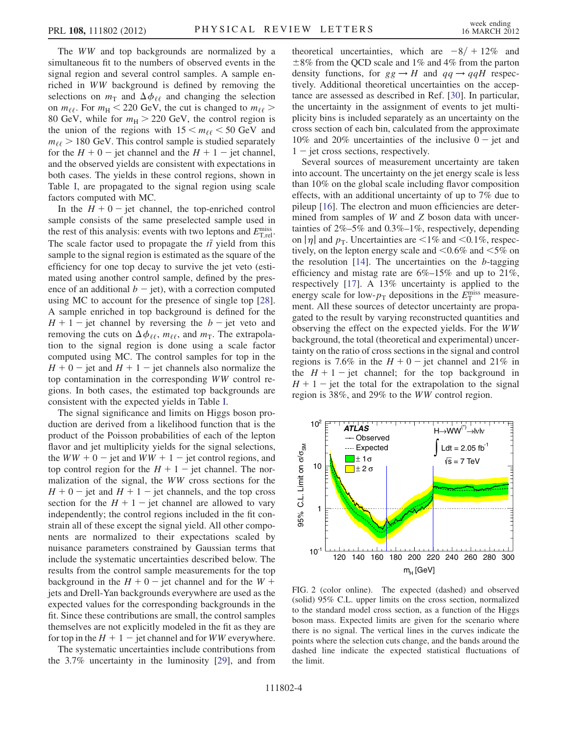The $WW$ and top backgrounds are normalized by a simultaneous fit to the numbers of observed events in the signal region and several control samples. A sample enriched in $WW$ background is defined by removing the selections on $m_T$ and $\Delta\phi_{\ell\ell}$ and changing the selection on $m_{\ell\ell}$. For $m_H < 220$ GeV, the cut is changed to $m_{\ell\ell} > 80$ GeV, while for $m_H > 220$ GeV, the control region is the union of the regions with $15 < m_{\ell\ell} < 50$ GeV and $m_{\ell\ell} > 180$ GeV. This control sample is studied separately for the $H + 0 -$ jet channel and the $H + 1 -$ jet channel, and the observed yields are consistent with expectations in both cases. The yields in these control regions, shown in Table I, are propagated to the signal region using scale factors computed with MC.

In the $H + 0 -$ jet channel, the top-enriched control sample consists of the same preselected sample used in the rest of this analysis: events with two leptons and $E_{T,rel}^{miss}$. The scale factor used to propagate the $t\bar{t}$ yield from this sample to the signal region is estimated as the square of the efficiency for one top decay to survive the jet veto (estimated using another control sample, defined by the presence of an additional $b -$ jet), with a correction computed using MC to account for the presence of single top [28]. A sample enriched in top background is defined for the $H + 1 -$ jet channel by reversing the $b -$ jet veto and removing the cuts on $\Delta\phi_{\ell\ell}$, $m_{\ell\ell}$, and $m_T$. The extrapolation to the signal region is done using a scale factor computed using MC. The control samples for top in the $H + 0 -$ jet and $H + 1 -$ jet channels also normalize the top contamination in the corresponding $WW$ control regions. In both cases, the estimated top backgrounds are consistent with the expected yields in Table I.

The signal significance and limits on Higgs boson production are derived from a likelihood function that is the product of the Poisson probabilities of each of the lepton flavor and jet multiplicity yields for the signal selections, the $WW + 0 -$ jet and $WW + 1 -$ jet control regions, and top control region for the $H + 1 -$ jet channel. The normalization of the signal, the $WW$ cross sections for the $H + 0 -$ jet and $H + 1 -$ jet channels, and the top cross section for the $H + 1 -$ jet channel are allowed to vary independently; the control regions included in the fit constrain all of these except the signal yield. All other components are normalized to their expectations scaled by nuisance parameters constrained by Gaussian terms that include the systematic uncertainties described below. The results from the control sample measurements for the top background in the $H + 0 -$ jet channel and for the $W +$ jets and Drell-Yan backgrounds everywhere are used as the expected values for the corresponding backgrounds in the fit. Since these contributions are small, the control samples themselves are not explicitly modeled in the fit as they are for top in the $H + 1 -$ jet channel and for $WW$ everywhere.

The systematic uncertainties include contributions from the 3.7% uncertainty in the luminosity [29], and from theoretical uncertainties, which are $-8/+12\%$ and $\pm 8\%$ from the QCD scale and 1% and 4% from the parton density functions, for $gg \to H$ and $qq \to qqH$ respectively. Additional theoretical uncertainties on the acceptance are assessed as described in Ref. [30]. In particular, the uncertainty in the assignment of events to jet multiplicity bins is included separately as an uncertainty on the cross section of each bin, calculated from the approximate 10% and 20% uncertainties of the inclusive $0 -$ jet and $1 -$ jet cross sections, respectively.

Several sources of measurement uncertainty are taken into account. The uncertainty on the jet energy scale is less than 10% on the global scale including flavor composition effects, with an additional uncertainty of up to 7% due to pileup [16]. The electron and muon efficiencies are determined from samples of $W$ and $Z$ boson data with uncertainties of 2%–5% and 0.3%–1%, respectively, depending on $|\eta|$ and $p_T$. Uncertainties are <1% and <0.1%, respectively, on the lepton energy scale and <0.6% and <5% on the resolution [14]. The uncertainties on the $b$-tagging efficiency and mistag rate are 6%–15% and up to 21%, respectively [17]. A 13% uncertainty is applied to the energy scale for low-$p_T$ depositions in the $E_T^{miss}$ measurement. All these sources of detector uncertainty are propagated to the result by varying reconstructed quantities and observing the effect on the expected yields. For the $WW$ background, the total (theoretical and experimental) uncertainty on the ratio of cross sections in the signal and control regions is 7.6% in the $H + 0 -$ jet channel and 21% in the $H + 1 -$ jet channel; for the top background in $H + 1 -$ jet the total for the extrapolation to the signal region is 38%, and 29% to the $WW$ control region.

FIG. 2 (color online). The expected (dashed) and observed (solid) 95% C.L. upper limits on the cross section, normalized to the standard model cross section, as a function of the Higgs boson mass. Expected limits are given for the scenario where there is no signal. The vertical lines in the curves indicate the points where the selection cuts change, and the bands around the dashed line indicate the expected statistical fluctuations of the limit.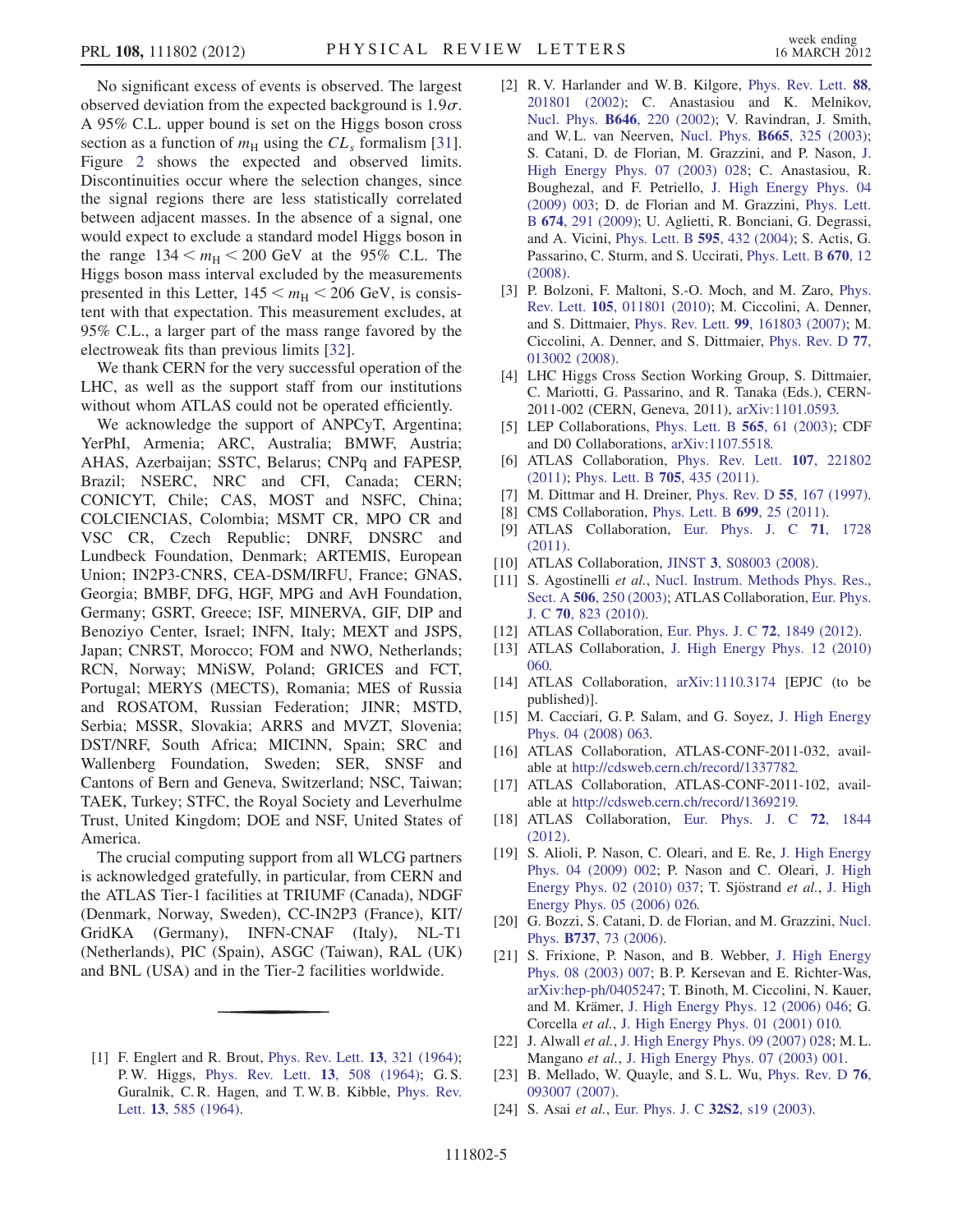No significant excess of events is observed. The largest observed deviation from the expected background is $1.9\sigma$. A 95% C.L. upper bound is set on the Higgs boson cross section as a function of $m_H$ using the $CL_s$ formalism [31]. Figure 2 shows the expected and observed limits. Discontinuities occur where the selection changes, since the signal regions there are less statistically correlated between adjacent masses. In the absence of a signal, one would expect to exclude a standard model Higgs boson in the range $134 < m_H < 200$ GeV at the 95% C.L. The Higgs boson mass interval excluded by the measurements presented in this Letter, $145 < m_H < 206$ GeV, is consistent with that expectation. This measurement excludes, at 95% C.L., a larger part of the mass range favored by the electroweak fits than previous limits [32].

We thank CERN for the very successful operation of the LHC, as well as the support staff from our institutions without whom ATLAS could not be operated efficiently.

We acknowledge the support of ANPCyT, Argentina; YerPhI, Armenia; ARC, Australia; BMWF, Austria; AHAS, Azerbaijan; SSTC, Belarus; CNPq and FAPESP, Brazil; NSERC, NRC and CFI, Canada; CERN; CONICYT, Chile; CAS, MOST and NSFC, China; COLCIENCIAS, Colombia; MSMT CR, MPO CR and VSC CR, Czech Republic; DNRF, DNSRC and Lundbeck Foundation, Denmark; ARTEMIS, European Union; IN2P3-CNRS, CEA-DSM/IRFU, France; GNAS, Georgia; BMBF, DFG, HGF, MPG and AvH Foundation, Germany; GSRT, Greece; ISF, MINERVA, GIF, DIP and Benoziyo Center, Israel; INFN, Italy; MEXT and JSPS, Japan; CNRST, Morocco; FOM and NWO, Netherlands; RCN, Norway; MNiSW, Poland; GRICES and FCT, Portugal; MERYS (MECTS), Romania; MES of Russia and ROSATOM, Russian Federation; JINR; MSTD, Serbia; MSSR, Slovakia; ARRS and MVZT, Slovenia; DST/NRF, South Africa; MICINN, Spain; SRC and Wallenberg Foundation, Sweden; SER, SNSF and Cantons of Bern and Geneva, Switzerland; NSC, Taiwan; TAEK, Turkey; STFC, the Royal Society and Leverhulme Trust, United Kingdom; DOE and NSF, United States of America.

The crucial computing support from all WLCG partners is acknowledged gratefully, in particular, from CERN and the ATLAS Tier-1 facilities at TRIUMF (Canada), NDGF (Denmark, Norway, Sweden), CC-IN2P3 (France), KIT/GridKA (Germany), INFN-CNAF (Italy), NL-T1 (Netherlands), PIC (Spain), ASGC (Taiwan), RAL (UK) and BNL (USA) and in the Tier-2 facilities worldwide.

---

[1] F. Englert and R. Brout, Phys. Rev. Lett. **13**, 321 (1964); P. W. Higgs, Phys. Rev. Lett. **13**, 508 (1964); G. S. Guralnik, C. R. Hagen, and T. W. B. Kibble, Phys. Rev. Lett. **13**, 585 (1964).

[2] R. V. Harlander and W. B. Kilgore, Phys. Rev. Lett. **88**, 201801 (2002); C. Anastasiou and K. Melnikov, Nucl. Phys. **B646**, 220 (2002); V. Ravindran, J. Smith, and W. L. van Neerven, Nucl. Phys. **B665**, 325 (2003); S. Catani, D. de Florian, M. Grazzini, and P. Nason, J. High Energy Phys. 07 (2003) 028; C. Anastasiou, R. Boughezal, and F. Petriello, J. High Energy Phys. 04 (2009) 003; D. de Florian and M. Grazzini, Phys. Lett. B **674**, 291 (2009); U. Aglietti, R. Bonciani, G. Degrassi, and A. Vicini, Phys. Lett. B **595**, 432 (2004); S. Actis, G. Passarino, C. Sturm, and S. Uccirati, Phys. Lett. B **670**, 12 (2008).

[3] P. Bolzoni, F. Maltoni, S.-O. Moch, and M. Zaro, Phys. Rev. Lett. **105**, 011801 (2010); M. Ciccolini, A. Denner, and S. Dittmaier, Phys. Rev. Lett. **99**, 161803 (2007); M. Ciccolini, A. Denner, and S. Dittmaier, Phys. Rev. D **77**, 013002 (2008).

[4] LHC Higgs Cross Section Working Group, S. Dittmaier, C. Mariotti, G. Passarino, and R. Tanaka (Eds.), CERN-2011-002 (CERN, Geneva, 2011), arXiv:1101.0593.

[5] LEP Collaborations, Phys. Lett. B **565**, 61 (2003); CDF and D0 Collaborations, arXiv:1107.5518.

[6] ATLAS Collaboration, Phys. Rev. Lett. **107**, 221802 (2011); Phys. Lett. B **705**, 435 (2011).

[7] M. Dittmar and H. Dreiner, Phys. Rev. D **55**, 167 (1997).

[8] CMS Collaboration, Phys. Lett. B **699**, 25 (2011).

[9] ATLAS Collaboration, Eur. Phys. J. C **71**, 1728 (2011).

[10] ATLAS Collaboration, JINST **3**, S08003 (2008).

[11] S. Agostinelli *et al.*, Nucl. Instrum. Methods Phys. Res., Sect. A **506**, 250 (2003); ATLAS Collaboration, Eur. Phys. J. C **70**, 823 (2010).

[12] ATLAS Collaboration, Eur. Phys. J. C **72**, 1849 (2012).

[13] ATLAS Collaboration, J. High Energy Phys. 12 (2010) 060.

[14] ATLAS Collaboration, arXiv:1110.3174 [EPJC (to be published)].

[15] M. Cacciari, G. P. Salam, and G. Soyez, J. High Energy Phys. 04 (2008) 063.

[16] ATLAS Collaboration, ATLAS-CONF-2011-032, available at http://cdsweb.cern.ch/record/1337782.

[17] ATLAS Collaboration, ATLAS-CONF-2011-102, available at http://cdsweb.cern.ch/record/1369219.

[18] ATLAS Collaboration, Eur. Phys. J. C **72**, 1844 (2012).

[19] S. Alioli, P. Nason, C. Oleari, and E. Re, J. High Energy Phys. 04 (2009) 002; P. Nason and C. Oleari, J. High Energy Phys. 02 (2010) 037; T. Sjöstrand *et al.*, J. High Energy Phys. 05 (2006) 026.

[20] G. Bozzi, S. Catani, D. de Florian, and M. Grazzini, Nucl. Phys. **B737**, 73 (2006).

[21] S. Frixione, P. Nason, and B. Webber, J. High Energy Phys. 08 (2003) 007; B. P. Kersevan and E. Richter-Was, arXiv:hep-ph/0405247; T. Binoth, M. Ciccolini, N. Kauer, and M. Krämer, J. High Energy Phys. 12 (2006) 046; G. Corcella *et al.*, J. High Energy Phys. 01 (2001) 010.

[22] J. Alwall *et al.*, J. High Energy Phys. 09 (2007) 028; M. L. Mangano *et al.*, J. High Energy Phys. 07 (2003) 001.

[23] B. Mellado, W. Quayle, and S. L. Wu, Phys. Rev. D **76**, 093007 (2007).

[24] S. Asai *et al.*, Eur. Phys. J. C **32S2**, s19 (2003).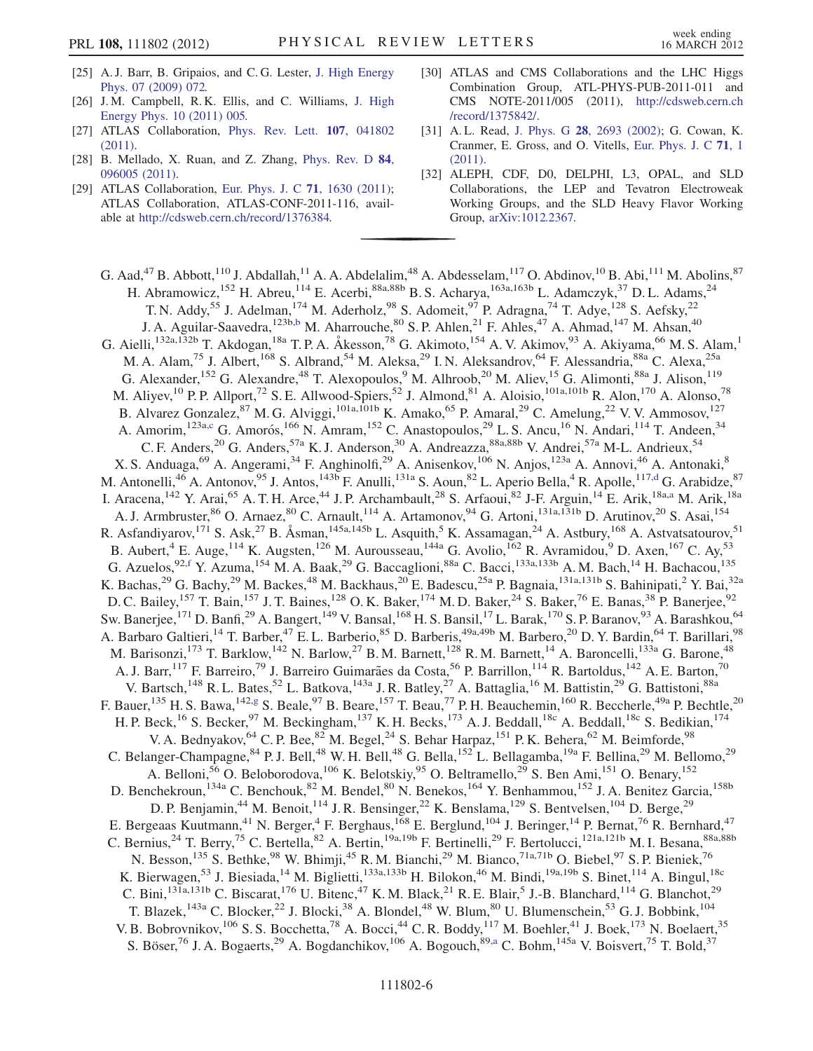[25] A. J. Barr, B. Gripaios, and C. G. Lester, J. High Energy Phys. 07 (2009) 072.

[26] J. M. Campbell, R. K. Ellis, and C. Williams, J. High Energy Phys. 10 (2011) 005.

[27] ATLAS Collaboration, Phys. Rev. Lett. **107**, 041802 (2011).

[28] B. Mellado, X. Ruan, and Z. Zhang, Phys. Rev. D **84**, 096005 (2011).

[29] ATLAS Collaboration, Eur. Phys. J. C **71**, 1630 (2011); ATLAS Collaboration, ATLAS-CONF-2011-116, available at http://cdsweb.cern.ch/record/1376384.

[30] ATLAS and CMS Collaborations and the LHC Higgs Combination Group, ATL-PHYS-PUB-2011-011 and CMS NOTE-2011/005 (2011), http://cdsweb.cern.ch/record/1375842/.

[31] A. L. Read, J. Phys. G **28**, 2693 (2002); G. Cowan, K. Cranmer, E. Gross, and O. Vitells, Eur. Phys. J. C **71**, 1 (2011).

[32] ALEPH, CDF, D0, DELPHI, L3, OPAL, and SLD Collaborations, the LEP and Tevatron Electroweak Working Groups, and the SLD Heavy Flavor Working Group, arXiv:1012.2367.

---

G. Aad,[47] B. Abbott,[110] J. Abdallah,[11] A. A. Abdelalim,[48] A. Abdesselam,[117] O. Abdinov,[10] B. Abi,[111] M. Abolins,[87] H. Abramowicz,[152] H. Abreu,[114] E. Acerbi,[88a,88b] B. S. Acharya,[163a,163b] L. Adamczyk,[37] D. L. Adams,[24] T. N. Addy,[55] J. Adelman,[174] M. Aderholz,[98] S. Adomeit,[97] P. Adragna,[74] T. Adye,[128] S. Aefsky,[22] J. A. Aguilar-Saavedra,[123b,b] M. Aharrouche,[80] S. P. Ahlen,[21] F. Ahles,[47] A. Ahmad,[147] M. Ahsan,[40] G. Aielli,[132a,132b] T. Akdogan,[18a] T. P. A. Åkesson,[78] G. Akimoto,[154] A. V. Akimov,[93] A. Akiyama,[66] M. S. Alam,[1] M. A. Alam,[75] J. Albert,[168] S. Albrand,[54] M. Aleksa,[29] I. N. Aleksandrov,[64] F. Alessandria,[88a] C. Alexa,[25a] G. Alexander,[152] G. Alexandre,[48] T. Alexopoulos,[9] M. Alhroob,[20] M. Aliev,[15] G. Alimonti,[88a] J. Alison,[119] M. Aliyev,[10] P. P. Allport,[72] S. E. Allwood-Spiers,[52] J. Almond,[81] A. Aloisio,[101a,101b] R. Alon,[170] A. Alonso,[78] B. Alvarez Gonzalez,[87] M. G. Alviggi,[101a,101b] K. Amako,[65] P. Amaral,[29] C. Amelung,[22] V. V. Ammosov,[127] A. Amorim,[123a,c] G. Amorós,[166] N. Amram,[152] C. Anastopoulos,[29] L. S. Ancu,[16] N. Andari,[114] T. Andeen,[34] C. F. Anders,[20] G. Anders,[57a] K. J. Anderson,[30] A. Andreazza,[88a,88b] V. Andrei,[57a] M-L. Andrieux,[54] X. S. Anduaga,[69] A. Angerami,[34] F. Anghinolfi,[29] A. Anisenkov,[106] N. Anjos,[123a] A. Annovi,[46] A. Antonaki,[8] M. Antonelli,[46] A. Antonov,[95] J. Antos,[143b] F. Anulli,[131a] S. Aoun,[82] L. Aperio Bella,[4] R. Apolle,[117,d] G. Arabidze,[87] I. Aracena,[142] Y. Arai,[65] A. T. H. Arce,[44] J. P. Archambault,[28] S. Arfaoui,[82] J-F. Arguin,[14] E. Arik,[18a,a] M. Arik,[18a] A. J. Armbruster,[86] O. Arnaez,[80] C. Arnault,[114] A. Artamonov,[94] G. Artoni,[131a,131b] D. Arutinov,[20] S. Asai,[154] R. Asfandiyarov,[171] S. Ask,[27] B. Åsman,[145a,145b] L. Asquith,[5] K. Assamagan,[24] A. Astbury,[168] A. Astvatsatourov,[51] B. Aubert,[4] E. Auge,[114] K. Augsten,[126] M. Aurousseau,[144a] G. Avolio,[162] R. Avramidou,[9] D. Axen,[167] C. Ay,[53] G. Azuelos,[92,f] Y. Azuma,[154] M. A. Baak,[29] G. Baccaglioni,[88a] C. Bacci,[133a,133b] A. M. Bach,[14] H. Bachacou,[135] K. Bachas,[29] G. Bachy,[29] M. Backes,[48] M. Backhaus,[20] E. Badescu,[25a] P. Bagnaia,[131a,131b] S. Bahinipati,[2] Y. Bai,[32a] D. C. Bailey,[157] T. Bain,[157] J. T. Baines,[128] O. K. Baker,[174] M. D. Baker,[24] S. Baker,[76] E. Banas,[38] P. Banerjee,[92] Sw. Banerjee,[171] D. Banfi,[29] A. Bangert,[149] V. Bansal,[168] H. S. Bansil,[17] L. Barak,[170] S. P. Baranov,[93] A. Barashkou,[64] A. Barbaro Galtieri,[14] T. Barber,[47] E. L. Barberio,[85] D. Barberis,[49a,49b] M. Barbero,[20] D. Y. Bardin,[64] T. Barillari,[98] M. Barisonzi,[173] T. Barklow,[142] N. Barlow,[27] B. M. Barnett,[128] R. M. Barnett,[14] A. Baroncelli,[133a] G. Barone,[48] A. J. Barr,[117] F. Barreiro,[79] J. Barreiro Guimarães da Costa,[56] P. Barrillon,[114] R. Bartoldus,[142] A. E. Barton,[70] V. Bartsch,[148] R. L. Bates,[52] L. Batkova,[143a] J. R. Batley,[27] A. Battaglia,[16] M. Battistin,[29] G. Battistoni,[88a] F. Bauer,[135] H. S. Bawa,[142,g] S. Beale,[97] B. Beare,[157] T. Beau,[77] P. H. Beauchemin,[160] R. Beccherle,[49a] P. Bechtle,[20] H. P. Beck,[16] S. Becker,[97] M. Beckingham,[137] K. H. Becks,[173] A. J. Beddall,[18c] A. Beddall,[18c] S. Bedikian,[174] V. A. Bednyakov,[64] C. P. Bee,[82] M. Begel,[24] S. Behar Harpaz,[151] P. K. Behera,[62] M. Beimforde,[98] C. Belanger-Champagne,[84] P. J. Bell,[48] W. H. Bell,[48] G. Bella,[152] L. Bellagamba,[19a] F. Bellina,[29] M. Bellomo,[29] A. Belloni,[56] O. Beloborodova,[106] K. Belotskiy,[95] O. Beltramello,[29] S. Ben Ami,[151] O. Benary,[152] D. Benchekroun,[134a] C. Benchouk,[82] M. Bendel,[80] N. Benekos,[164] Y. Benhammou,[152] J. A. Benitez Garcia,[158b] D. P. Benjamin,[44] M. Benoit,[114] J. R. Bensinger,[22] K. Benslama,[129] S. Bentvelsen,[104] D. Berge,[29] E. Bergeaas Kuutmann,[41] N. Berger,[4] F. Berghaus,[168] E. Berglund,[104] J. Beringer,[14] P. Bernat,[76] R. Bernhard,[47] C. Bernius,[24] T. Berry,[75] C. Bertella,[82] A. Bertin,[19a,19b] F. Bertinelli,[29] F. Bertolucci,[121a,121b] M. I. Besana,[88a,88b] N. Besson,[135] S. Bethke,[98] W. Bhimji,[45] R. M. Bianchi,[29] M. Bianco,[71a,71b] O. Biebel,[97] S. P. Bieniek,[76] K. Bierwagen,[53] J. Biesiada,[14] M. Biglietti,[133a,133b] H. Bilokon,[46] M. Bindi,[19a,19b] S. Binet,[114] A. Bingul,[18c] C. Bini,[131a,131b] C. Biscarat,[176] U. Bitenc,[47] K. M. Black,[21] R. E. Blair,[5] J.-B. Blanchard,[114] G. Blanchot,[29] T. Blazek,[143a] C. Blocker,[22] J. Blocki,[38] A. Blondel,[48] W. Blum,[80] U. Blumenschein,[53] G. J. Bobbink,[104] V. B. Bobrovnikov,[106] S. S. Bocchetta,[78] A. Bocci,[44] C. R. Boddy,[117] M. Boehler,[41] J. Boek,[173] N. Boelaert,[35] S. Böser,[76] J. A. Bogaerts,[29] A. Bogdanchikov,[106] A. Bogouch,[89,a] C. Bohm,[145a] V. Boisvert,[75] T. Bold,[37]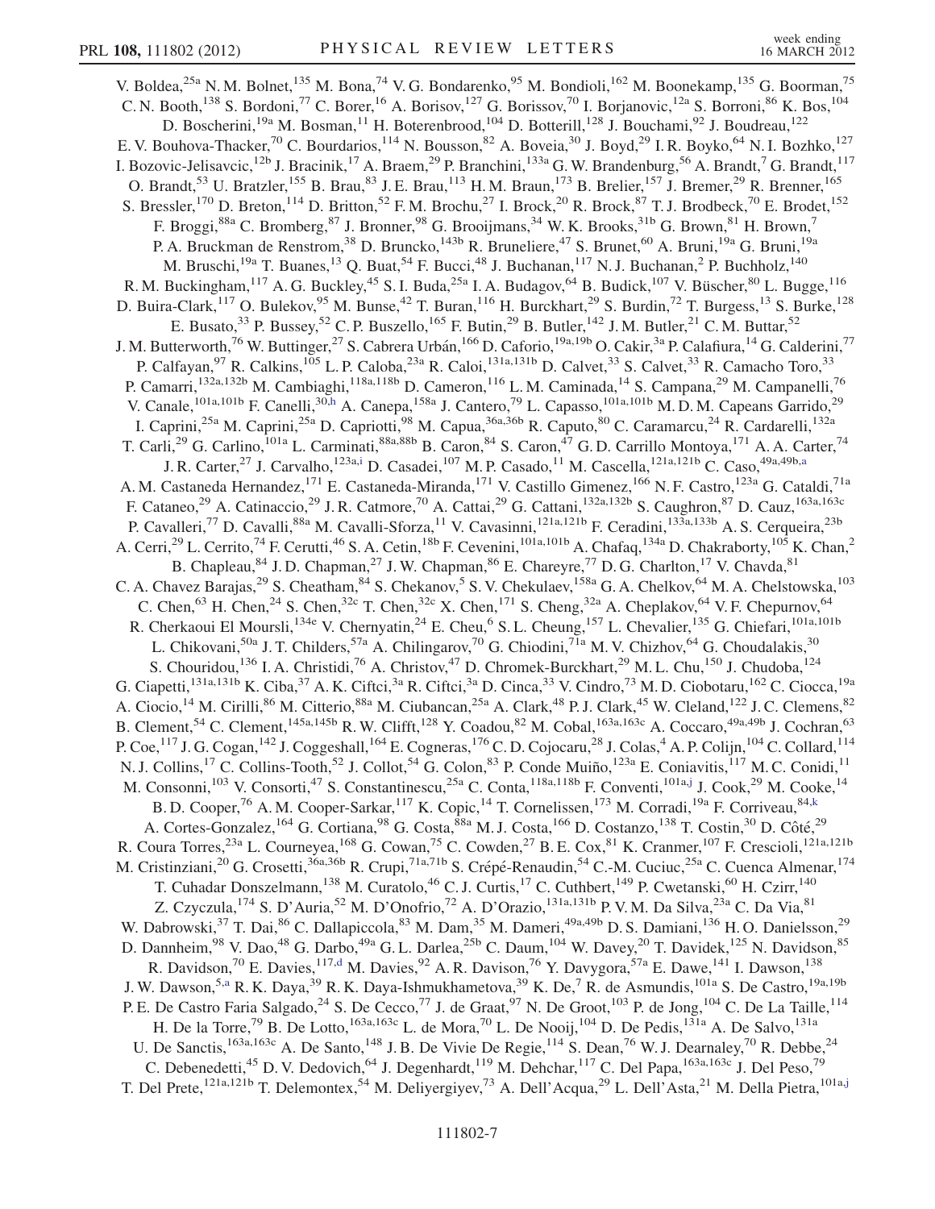V. Boldea,[25a] N. M. Bolnet,[135] M. Bona,[74] V. G. Bondarenko,[95] M. Bondioli,[162] M. Boonekamp,[135] G. Boorman,[75] C. N. Booth,[138] S. Bordoni,[77] C. Borer,[16] A. Borisov,[127] G. Borissov,[70] I. Borjanovic,[12a] S. Borroni,[86] K. Bos,[104] D. Boscherini,[19a] M. Bosman,[11] H. Boterenbrood,[104] D. Botterill,[128] J. Bouchami,[92] J. Boudreau,[122] E. V. Bouhova-Thacker,[70] C. Bourdarios,[114] N. Bousson,[82] A. Boveia,[30] J. Boyd,[29] I. R. Boyko,[64] N. I. Bozhko,[127] I. Bozovic-Jelisavcic,[12b] J. Bracinik,[17] A. Braem,[29] P. Branchini,[133a] G. W. Brandenburg,[56] A. Brandt,[7] G. Brandt,[117] O. Brandt,[53] U. Bratzler,[155] B. Brau,[83] J. E. Brau,[113] H. M. Braun,[173] B. Brelier,[157] J. Bremer,[29] R. Brenner,[165] S. Bressler,[170] D. Breton,[114] D. Britton,[52] F. M. Brochu,[27] I. Brock,[20] R. Brock,[87] T. J. Brodbeck,[70] E. Brodet,[152] F. Broggi,[88a] C. Bromberg,[87] J. Bronner,[98] G. Brooijmans,[34] W. K. Brooks,[31b] G. Brown,[81] H. Brown,[7] P. A. Bruckman de Renstrom,[38] D. Bruncko,[143b] R. Bruneliere,[47] S. Brunet,[60] A. Bruni,[19a] G. Bruni,[19a] M. Bruschi,[19a] T. Buanes,[13] Q. Buat,[54] F. Bucci,[48] J. Buchanan,[117] N. J. Buchanan,[2] P. Buchholz,[140] R. M. Buckingham,[117] A. G. Buckley,[45] S. I. Buda,[25a] I. A. Budagov,[64] B. Budick,[107] V. Büscher,[80] L. Bugge,[116] D. Buira-Clark,[117] O. Bulekov,[95] M. Bunse,[42] T. Buran,[116] H. Burckhart,[29] S. Burdin,[72] T. Burgess,[13] S. Burke,[128] E. Busato,[33] P. Bussey,[52] C. P. Buszello,[165] F. Butin,[29] B. Butler,[142] J. M. Butler,[21] C. M. Buttar,[52] J. M. Butterworth,[76] W. Buttinger,[27] S. Cabrera Urbán,[166] D. Caforio,[19a,19b] O. Cakir,[3a] P. Calafiura,[14] G. Calderini,[77] P. Calfayan,[97] R. Calkins,[105] L. P. Caloba,[23a] R. Caloi,[131a,131b] D. Calvet,[33] S. Calvet,[33] R. Camacho Toro,[33] P. Camarri,[132a,132b] M. Cambiaghi,[118a,118b] D. Cameron,[116] L. M. Caminada,[14] S. Campana,[29] M. Campanelli,[76] V. Canale,[101a,101b] F. Canelli,[30,h] A. Canepa,[158a] J. Cantero,[79] L. Capasso,[101a,101b] M. D. M. Capeans Garrido,[29] I. Caprini,[25a] M. Caprini,[25a] D. Capriotti,[98] M. Capua,[36a,36b] R. Caputo,[80] C. Caramarcu,[24] R. Cardarelli,[132a] T. Carli,[29] G. Carlino,[101a] L. Carminati,[88a,88b] B. Caron,[84] S. Caron,[47] G. D. Carrillo Montoya,[171] A. A. Carter,[74] J. R. Carter,[27] J. Carvalho,[123a,i] D. Casadei,[107] M. P. Casado,[11] M. Cascella,[121a,121b] C. Caso,[49a,49b,a] A. M. Castaneda Hernandez,[171] E. Castaneda-Miranda,[171] V. Castillo Gimenez,[166] N. F. Castro,[123a] G. Cataldi,[71a] F. Cataneo,[29] A. Catinaccio,[29] J. R. Catmore,[70] A. Cattai,[29] G. Cattani,[132a,132b] S. Caughron,[87] D. Cauz,[163a,163c] P. Cavalleri,[77] D. Cavalli,[88a] M. Cavalli-Sforza,[11] V. Cavasinni,[121a,121b] F. Ceradini,[133a,133b] A. S. Cerqueira,[23b] A. Cerri,[29] L. Cerrito,[74] F. Cerutti,[46] S. A. Cetin,[18b] F. Cevenini,[101a,101b] A. Chafaq,[134a] D. Chakraborty,[105] K. Chan,[2] B. Chapleau,[84] J. D. Chapman,[27] J. W. Chapman,[86] E. Chareyre,[77] D. G. Charlton,[17] V. Chavda,[81] C. A. Chavez Barajas,[29] S. Cheatham,[84] S. Chekanov,[5] S. V. Chekulaev,[158a] G. A. Chelkov,[64] M. A. Chelstowska,[103] C. Chen,[63] H. Chen,[24] S. Chen,[32c] T. Chen,[32c] X. Chen,[171] S. Cheng,[32a] A. Cheplakov,[64] V. F. Chepurnov,[64] R. Cherkaoui El Moursli,[134e] V. Chernyatin,[24] E. Cheu,[6] S. L. Cheung,[157] L. Chevalier,[135] G. Chiefari,[101a,101b] L. Chikovani,[50a] J. T. Childers,[57a] A. Chilingarov,[70] G. Chiodini,[71a] M. V. Chizhov,[64] G. Choudalakis,[30] S. Chouridou,[136] I. A. Christidi,[76] A. Christov,[47] D. Chromek-Burckhart,[29] M. L. Chu,[150] J. Chudoba,[124] G. Ciapetti,[131a,131b] K. Ciba,[37] A. K. Ciftci,[3a] R. Ciftci,[3a] D. Cinca,[33] V. Cindro,[73] M. D. Ciobotaru,[162] C. Ciocca,[19a] A. Ciocio,[14] M. Cirilli,[86] M. Citterio,[88a] M. Ciubancan,[25a] A. Clark,[48] P. J. Clark,[45] W. Cleland,[122] J. C. Clemens,[82] B. Clement,[54] C. Clement,[145a,145b] R. W. Clifft,[128] Y. Coadou,[82] M. Cobal,[163a,163c] A. Coccaro,[49a,49b] J. Cochran,[63] P. Coe,[117] J. G. Cogan,[142] J. Coggeshall,[164] E. Cogneras,[176] C. D. Cojocaru,[28] J. Colas,[4] A. P. Colijn,[104] C. Collard,[114] N. J. Collins,[17] C. Collins-Tooth,[52] J. Collot,[54] G. Colon,[83] P. Conde Muiño,[123a] E. Coniavitis,[117] M. C. Conidi,[11] M. Consonni,[103] V. Consorti,[47] S. Constantinescu,[25a] C. Conta,[118a,118b] F. Conventi,[101a,j] J. Cook,[29] M. Cooke,[14] B. D. Cooper,[76] A. M. Cooper-Sarkar,[117] K. Copic,[14] T. Cornelissen,[173] M. Corradi,[19a] F. Corriveau,[84,k] A. Cortes-Gonzalez,[164] G. Cortiana,[98] G. Costa,[88a] M. J. Costa,[166] D. Costanzo,[138] T. Costin,[30] D. Côté,[29] R. Coura Torres,[23a] L. Courneyea,[168] G. Cowan,[75] C. Cowden,[27] B. E. Cox,[81] K. Cranmer,[107] F. Crescioli,[121a,121b] M. Cristinziani,[20] G. Crosetti,[36a,36b] R. Crupi,[71a,71b] S. Crépé-Renaudin,[54] C.-M. Cuciuc,[25a] C. Cuenca Almenar,[174] T. Cuhadar Donszelmann,[138] M. Curatolo,[46] C. J. Curtis,[17] C. Cuthbert,[149] P. Cwetanski,[60] H. Czirr,[140] Z. Czyczula,[174] S. D'Auria,[52] M. D'Onofrio,[72] A. D'Orazio,[131a,131b] P. V. M. Da Silva,[23a] C. Da Via,[81] W. Dabrowski,[37] T. Dai,[86] C. Dallapiccola,[83] M. Dam,[35] M. Dameri,[49a,49b] D. S. Damiani,[136] H. O. Danielsson,[29] D. Dannheim,[98] V. Dao,[48] G. Darbo,[49a] G. L. Darlea,[25b] C. Daum,[104] W. Davey,[20] T. Davidek,[125] N. Davidson,[85] R. Davidson,[70] E. Davies,[117,d] M. Davies,[92] A. R. Davison,[76] Y. Davygora,[57a] E. Dawe,[141] I. Dawson,[138] J. W. Dawson,[5,a] R. K. Daya,[39] R. K. Daya-Ishmukhametova,[39] K. De,[7] R. de Asmundis,[101a] S. De Castro,[19a,19b] P. E. De Castro Faria Salgado,[24] S. De Cecco,[77] J. de Graat,[97] N. De Groot,[103] P. de Jong,[104] C. De La Taille,[114] H. De la Torre,[79] B. De Lotto,[163a,163c] L. de Mora,[70] L. De Nooij,[104] D. De Pedis,[131a] A. De Salvo,[131a] U. De Sanctis,[163a,163c] A. De Santo,[148] J. B. De Vivie De Regie,[114] S. Dean,[76] W. J. Dearnaley,[70] R. Debbe,[24] C. Debenedetti,[45] D. V. Dedovich,[64] J. Degenhardt,[119] M. Dehchar,[117] C. Del Papa,[163a,163c] J. Del Peso,[79] T. Del Prete,[121a,121b] T. Delemontex,[54] M. Deliyergiyev,[73] A. Dell'Acqua,[29] L. Dell'Asta,[21] M. Della Pietra,[101a,j]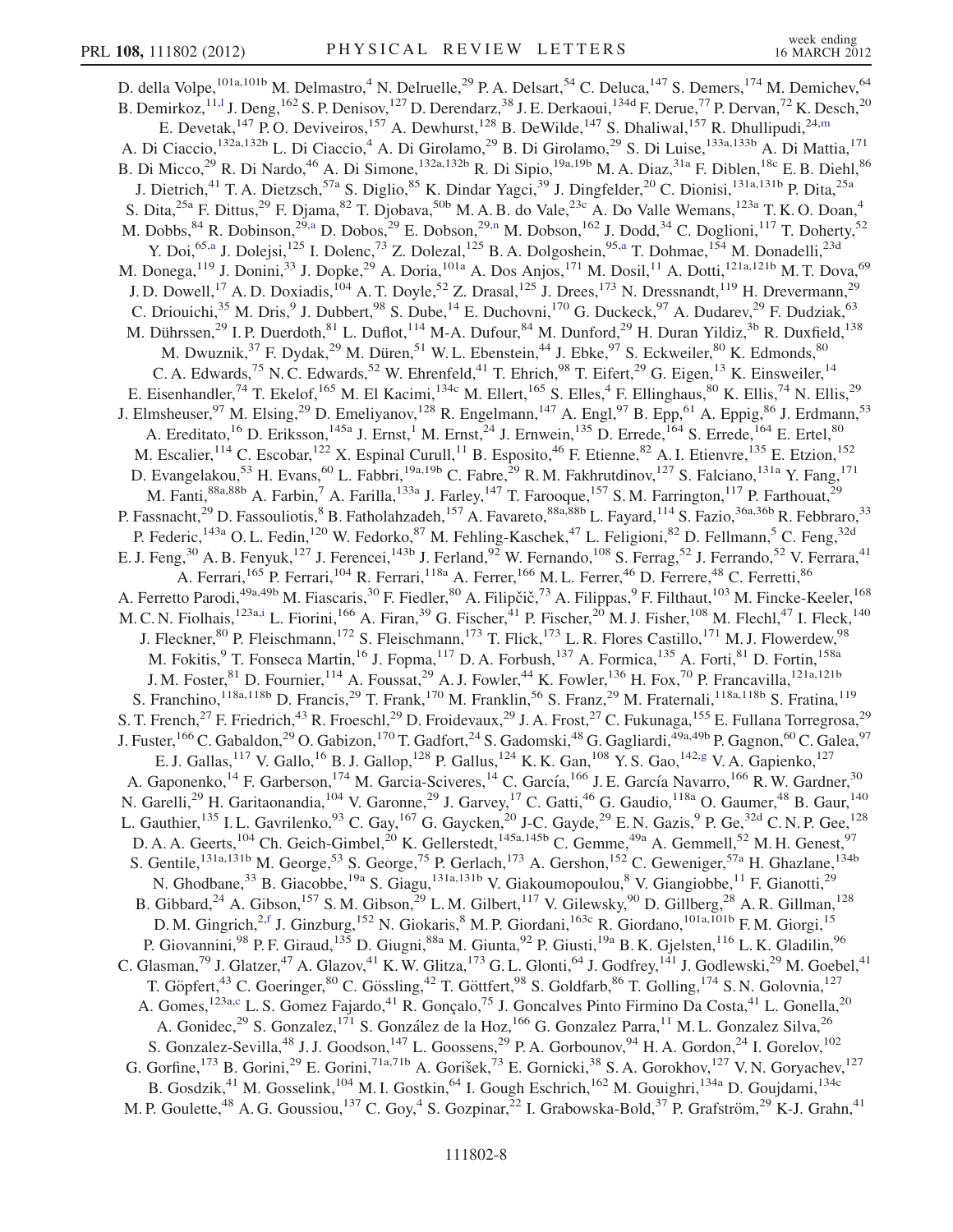D. della Volpe,[101a,101b] M. Delmastro,[4] N. Delruelle,[29] P. A. Delsart,[54] C. Deluca,[147] S. Demers,[174] M. Demichev,[64] B. Demirkoz,[11,l] J. Deng,[162] S. P. Denisov,[127] D. Derendarz,[38] J. E. Derkaoui,[134d] F. Derue,[77] P. Dervan,[72] K. Desch,[20] E. Devetak,[147] P. O. Deviveiros,[157] A. Dewhurst,[128] B. DeWilde,[147] S. Dhaliwal,[157] R. Dhullipudi,[24,m] A. Di Ciaccio,[132a,132b] L. Di Ciaccio,[4] A. Di Girolamo,[29] B. Di Girolamo,[29] S. Di Luise,[133a,133b] A. Di Mattia,[171] B. Di Micco,[29] R. Di Nardo,[46] A. Di Simone,[132a,132b] R. Di Sipio,[19a,19b] M. A. Diaz,[31a] F. Diblen,[18c] E. B. Diehl,[86] J. Dietrich,[41] T. A. Dietzsch,[57a] S. Diglio,[85] K. Dindar Yagci,[39] J. Dingfelder,[20] C. Dionisi,[131a,131b] P. Dita,[25a] S. Dita,[25a] F. Dittus,[29] F. Djama,[82] T. Djobava,[50b] M. A. B. do Vale,[23c] A. Do Valle Wemans,[123a] T. K. O. Doan,[4] M. Dobbs,[84] R. Dobinson,[29,a] D. Dobos,[29] E. Dobson,[29,n] M. Dobson,[162] J. Dodd,[34] C. Doglioni,[117] T. Doherty,[52] Y. Doi,[65,a] J. Dolejsi,[125] I. Dolenc,[73] Z. Dolezal,[125] B. A. Dolgoshein,[95,a] T. Dohmae,[154] M. Donadelli,[23d] M. Donega,[119] J. Donini,[33] J. Dopke,[29] A. Doria,[101a] A. Dos Anjos,[171] M. Dosil,[11] A. Dotti,[121a,121b] M. T. Dova,[69] J. D. Dowell,[17] A. D. Doxiadis,[104] A. T. Doyle,[52] Z. Drasal,[125] J. Drees,[173] N. Dressnandt,[119] H. Drevermann,[29] C. Driouichi,[35] M. Dris,[9] J. Dubbert,[98] S. Dube,[14] E. Duchovni,[170] G. Duckeck,[97] A. Dudarev,[29] F. Dudziak,[63] M. Dührssen,[29] I. P. Duerdoth,[81] L. Duflot,[114] M-A. Dufour,[84] M. Dunford,[29] H. Duran Yildiz,[3b] R. Duxfield,[138] M. Dwuznik,[37] F. Dydak,[29] M. Düren,[51] W. L. Ebenstein,[44] J. Ebke,[97] S. Eckweiler,[80] K. Edmonds,[80] C. A. Edwards,[75] N. C. Edwards,[52] W. Ehrenfeld,[41] T. Ehrich,[98] T. Eifert,[29] G. Eigen,[13] K. Einsweiler,[14] E. Eisenhandler,[74] T. Ekelof,[165] M. El Kacimi,[134c] M. Ellert,[165] S. Elles,[4] F. Ellinghaus,[80] K. Ellis,[74] N. Ellis,[29] J. Elmsheuser,[97] M. Elsing,[29] D. Emeliyanov,[128] R. Engelmann,[147] A. Engl,[97] B. Epp,[61] A. Eppig,[86] J. Erdmann,[53] A. Ereditato,[16] D. Eriksson,[145a] J. Ernst,[1] M. Ernst,[24] J. Ernwein,[135] D. Errede,[164] S. Errede,[164] E. Ertel,[80] M. Escalier,[114] C. Escobar,[122] X. Espinal Curull,[11] B. Esposito,[46] F. Etienne,[82] A. I. Etienvre,[135] E. Etzion,[152] D. Evangelakou,[53] H. Evans,[60] L. Fabbri,[19a,19b] C. Fabre,[29] R. M. Fakhrutdinov,[127] S. Falciano,[131a] Y. Fang,[171] M. Fanti,[88a,88b] A. Farbin,[7] A. Farilla,[133a] J. Farley,[147] T. Farooque,[157] S. M. Farrington,[117] P. Farthouat,[29] P. Fassnacht,[29] D. Fassouliotis,[8] B. Fatholahzadeh,[157] A. Favareto,[88a,88b] L. Fayard,[114] S. Fazio,[36a,36b] R. Febbraro,[33] P. Federic,[143a] O. L. Fedin,[120] W. Fedorko,[87] M. Fehling-Kaschek,[47] L. Feligioni,[82] D. Fellmann,[5] C. Feng,[32d] E. J. Feng,[30] A. B. Fenyuk,[127] J. Ferencei,[143b] J. Ferland,[92] W. Fernando,[108] S. Ferrag,[52] J. Ferrando,[52] V. Ferrara,[41] A. Ferrari,[165] P. Ferrari,[104] R. Ferrari,[118a] A. Ferrer,[166] M. L. Ferrer,[46] D. Ferrere,[48] C. Ferretti,[86] A. Ferretto Parodi,[49a,49b] M. Fiascaris,[30] F. Fiedler,[80] A. Filipčič,[73] A. Filippas,[9] F. Filthaut,[103] M. Fincke-Keeler,[168] M. C. N. Fiolhais,[123a,i] L. Fiorini,[166] A. Firan,[39] G. Fischer,[41] P. Fischer,[20] M. J. Fisher,[108] M. Flechl,[47] I. Fleck,[140] J. Fleckner,[80] P. Fleischmann,[172] S. Fleischmann,[173] T. Flick,[173] L. R. Flores Castillo,[171] M. J. Flowerdew,[98] M. Fokitis,[9] T. Fonseca Martin,[16] J. Fopma,[117] D. A. Forbush,[137] A. Formica,[135] A. Forti,[81] D. Fortin,[158a] J. M. Foster,[81] D. Fournier,[114] A. Foussat,[29] A. J. Fowler,[44] K. Fowler,[136] H. Fox,[70] P. Francavilla,[121a,121b] S. Franchino,[118a,118b] D. Francis,[29] T. Frank,[170] M. Franklin,[56] S. Franz,[29] M. Fraternali,[118a,118b] S. Fratina,[119] S. T. French,[27] F. Friedrich,[43] R. Froeschl,[29] D. Froidevaux,[29] J. A. Frost,[27] C. Fukunaga,[155] E. Fullana Torregrosa,[29] J. Fuster,[166] C. Gabaldon,[29] O. Gabizon,[170] T. Gadfort,[24] S. Gadomski,[48] G. Gagliardi,[49a,49b] P. Gagnon,[60] C. Galea,[97] E. J. Gallas,[117] V. Gallo,[16] B. J. Gallop,[128] P. Gallus,[124] K. K. Gan,[108] Y. S. Gao,[142,g] V. A. Gapienko,[127] A. Gaponenko,[14] F. Garberson,[174] M. Garcia-Sciveres,[14] C. García,[166] J. E. García Navarro,[166] R. W. Gardner,[30] N. Garelli,[29] H. Garitaonandia,[104] V. Garonne,[29] J. Garvey,[17] C. Gatti,[46] G. Gaudio,[118a] O. Gaumer,[48] B. Gaur,[140] L. Gauthier,[135] I. L. Gavrilenko,[93] C. Gay,[167] G. Gaycken,[20] J-C. Gayde,[29] E. N. Gazis,[9] P. Ge,[32d] C. N. P. Gee,[128] D. A. A. Geerts,[104] Ch. Geich-Gimbel,[20] K. Gellerstedt,[145a,145b] C. Gemme,[49a] A. Gemmell,[52] M. H. Genest,[97] S. Gentile,[131a,131b] M. George,[53] S. George,[75] P. Gerlach,[173] A. Gershon,[152] C. Geweniger,[57a] H. Ghazlane,[134b] N. Ghodbane,[33] B. Giacobbe,[19a] S. Giagu,[131a,131b] V. Giakoumopoulou,[8] V. Giangiobbe,[11] F. Gianotti,[29] B. Gibbard,[24] A. Gibson,[157] S. M. Gibson,[29] L. M. Gilbert,[117] V. Gilewsky,[90] D. Gillberg,[28] A. R. Gillman,[128] D. M. Gingrich,[2,f] J. Ginzburg,[152] N. Giokaris,[8] M. P. Giordani,[163c] R. Giordano,[101a,101b] F. M. Giorgi,[15] P. Giovannini,[98] P. F. Giraud,[135] D. Giugni,[88a] M. Giunta,[92] P. Giusti,[19a] B. K. Gjelsten,[116] L. K. Gladilin,[96] C. Glasman,[79] J. Glatzer,[47] A. Glazov,[41] K. W. Glitza,[173] G. L. Glonti,[64] J. Godfrey,[141] J. Godlewski,[29] M. Goebel,[41] T. Göpfert,[43] C. Goeringer,[80] C. Gössling,[42] T. Göttfert,[98] S. Goldfarb,[86] T. Golling,[174] S. N. Golovnia,[127] A. Gomes,[123a,c] L. S. Gomez Fajardo,[41] R. Gonçalo,[75] J. Goncalves Pinto Firmino Da Costa,[41] L. Gonella,[20] A. Gonidec,[29] S. Gonzalez,[171] S. González de la Hoz,[166] G. Gonzalez Parra,[11] M. L. Gonzalez Silva,[26] S. Gonzalez-Sevilla,[48] J. J. Goodson,[147] L. Goossens,[29] P. A. Gorbounov,[94] H. A. Gordon,[24] I. Gorelov,[102] G. Gorfine,[173] B. Gorini,[29] E. Gorini,[71a,71b] A. Gorišek,[73] E. Gornicki,[38] S. A. Gorokhov,[127] V. N. Goryachev,[127] B. Gosdzik,[41] M. Gosselink,[104] M. I. Gostkin,[64] I. Gough Eschrich,[162] M. Gouighri,[134a] D. Goujdami,[134c] M. P. Goulette,[48] A. G. Goussiou,[137] C. Goy,[4] S. Gozpinar,[22] I. Grabowska-Bold,[37] P. Grafström,[29] K-J. Grahn,[41]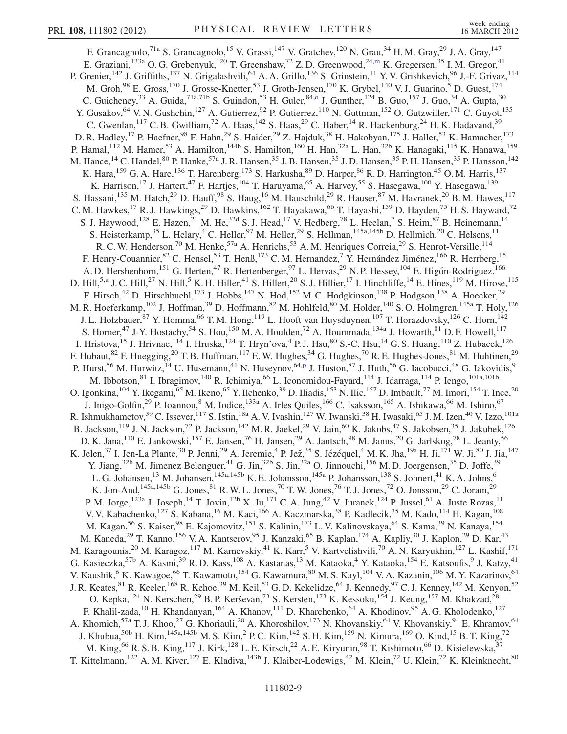F. Grancagnolo,[71a] S. Grancagnolo,[15] V. Grassi,[147] V. Gratchev,[120] N. Grau,[34] H. M. Gray,[29] J. A. Gray,[147] E. Graziani,[133a] O. G. Grebenyuk,[120] T. Greenshaw,[72] Z. D. Greenwood,[24,m] K. Gregersen,[35] I. M. Gregor,[41] P. Grenier,[142] J. Griffiths,[137] N. Grigalashvili,[64] A. A. Grillo,[136] S. Grinstein,[11] Y. V. Grishkevich,[96] J.-F. Grivaz,[114] M. Groh,[98] E. Gross,[170] J. Grosse-Knetter,[53] J. Groth-Jensen,[170] K. Grybel,[140] V. J. Guarino,[5] D. Guest,[174] C. Guicheney,[33] A. Guida,[71a,71b] S. Guindon,[53] H. Guler,[84,o] J. Gunther,[124] B. Guo,[157] J. Guo,[34] A. Gupta,[30] Y. Gusakov,[64] V. N. Gushchin,[127] A. Gutierrez,[92] P. Gutierrez,[110] N. Guttman,[152] O. Gutzwiller,[171] C. Guyot,[135] C. Gwenlan,[117] C. B. Gwilliam,[72] A. Haas,[142] S. Haas,[29] C. Haber,[14] R. Hackenburg,[24] H. K. Hadavand,[39] D. R. Hadley,[17] P. Haefner,[98] F. Hahn,[29] S. Haider,[29] Z. Hajduk,[38] H. Hakobyan,[175] J. Haller,[53] K. Hamacher,[173] P. Hamal,[112] M. Hamer,[53] A. Hamilton,[144b] S. Hamilton,[160] H. Han,[32a] L. Han,[32b] K. Hanagaki,[115] K. Hanawa,[159] M. Hance,[14] C. Handel,[80] P. Hanke,[57a] J. R. Hansen,[35] J. B. Hansen,[35] J. D. Hansen,[35] P. H. Hansen,[35] P. Hansson,[142] K. Hara,[159] G. A. Hare,[136] T. Harenberg,[173] S. Harkusha,[89] D. Harper,[86] R. D. Harrington,[45] O. M. Harris,[137] K. Harrison,[17] J. Hartert,[47] F. Hartjes,[104] T. Haruyama,[65] A. Harvey,[55] S. Hasegawa,[100] Y. Hasegawa,[139] S. Hassani,[135] M. Hatch,[29] D. Hauff,[98] S. Haug,[16] M. Hauschild,[29] R. Hauser,[87] M. Havranek,[20] B. M. Hawes,[117] C. M. Hawkes,[17] R. J. Hawkings,[29] D. Hawkins,[162] T. Hayakawa,[66] T. Hayashi,[159] D. Hayden,[75] H. S. Hayward,[72] S. J. Haywood,[128] E. Hazen,[21] M. He,[32d] S. J. Head,[17] V. Hedberg,[78] L. Heelan,[7] S. Heim,[87] B. Heinemann,[14] S. Heisterkamp,[35] L. Helary,[4] C. Heller,[97] M. Heller,[29] S. Hellman,[145a,145b] D. Hellmich,[20] C. Helsens,[11] R. C. W. Henderson,[70] M. Henke,[57a] A. Henrichs,[53] A. M. Henriques Correia,[29] S. Henrot-Versille,[114] F. Henry-Couannier,[82] C. Hensel,[53] T. Henß,[173] C. M. Hernandez,[7] Y. Hernández Jiménez,[166] R. Herrberg,[15] A. D. Hershenhorn,[151] G. Herten,[47] R. Hertenberger,[97] L. Hervas,[29] N. P. Hessey,[104] E. Higón-Rodriguez,[166] D. Hill,[5,a] J. C. Hill,[27] N. Hill,[5] K. H. Hiller,[41] S. Hillert,[20] S. J. Hillier,[17] I. Hinchliffe,[14] E. Hines,[119] M. Hirose,[115] F. Hirsch,[42] D. Hirschbuehl,[173] J. Hobbs,[147] N. Hod,[152] M. C. Hodgkinson,[138] P. Hodgson,[138] A. Hoecker,[29] M. R. Hoeferkamp,[102] J. Hoffman,[39] D. Hoffmann,[82] M. Hohlfeld,[80] M. Holder,[140] S. O. Holmgren,[145a] T. Holy,[126] J. L. Holzbauer,[87] Y. Homma,[66] T. M. Hong,[119] L. Hooft van Huysduynen,[107] T. Horazdovsky,[126] C. Horn,[142] S. Horner,[47] J-Y. Hostachy,[54] S. Hou,[150] M. A. Houlden,[72] A. Hoummada,[134a] J. Howarth,[81] D. F. Howell,[117] I. Hristova,[15] J. Hrivnac,[114] I. Hruska,[124] T. Hryn'ova,[4] P. J. Hsu,[80] S.-C. Hsu,[14] G. S. Huang,[110] Z. Hubacek,[126] F. Hubaut,[82] F. Huegging,[20] T. B. Huffman,[117] E. W. Hughes,[34] G. Hughes,[70] R. E. Hughes-Jones,[81] M. Huhtinen,[29] P. Hurst,[56] M. Hurwitz,[14] U. Husemann,[41] N. Huseynov,[64,p] J. Huston,[87] J. Huth,[56] G. Iacobucci,[48] G. Iakovidis,[9] M. Ibbotson,[81] I. Ibragimov,[140] R. Ichimiya,[66] L. Iconomidou-Fayard,[114] J. Idarraga,[114] P. Iengo,[101a,101b] O. Igonkina,[104] Y. Ikegami,[65] M. Ikeno,[65] Y. Ilchenko,[39] D. Iliadis,[153] N. Ilic,[157] D. Imbault,[77] M. Imori,[154] T. Ince,[20] J. Inigo-Golfin,[29] P. Ioannou,[8] M. Iodice,[133a] A. Irles Quiles,[166] C. Isaksson,[165] A. Ishikawa,[66] M. Ishino,[67] R. Ishmukhametov,[39] C. Issever,[117] S. Istin,[18a] A. V. Ivashin,[127] W. Iwanski,[38] H. Iwasaki,[65] J. M. Izen,[40] V. Izzo,[101a] B. Jackson,[119] J. N. Jackson,[72] P. Jackson,[142] M. R. Jaekel,[29] V. Jain,[60] K. Jakobs,[47] S. Jakobsen,[35] J. Jakubek,[126] D. K. Jana,[110] E. Jankowski,[157] E. Jansen,[76] H. Jansen,[29] A. Jantsch,[98] M. Janus,[20] G. Jarlskog,[78] L. Jeanty,[56] K. Jelen,[37] I. Jen-La Plante,[30] P. Jenni,[29] A. Jeremie,[4] P. Jež,[35] S. Jézéquel,[4] M. K. Jha,[19a] H. Ji,[171] W. Ji,[80] J. Jia,[147] Y. Jiang,[32b] M. Jimenez Belenguer,[41] G. Jin,[32b] S. Jin,[32a] O. Jinnouchi,[156] M. D. Joergensen,[35] D. Joffe,[39] L. G. Johansen,[13] M. Johansen,[145a,145b] K. E. Johansson,[145a] P. Johansson,[138] S. Johnert,[41] K. A. Johns,[6] K. Jon-And,[145a,145b] G. Jones,[81] R. W. L. Jones,[70] T. W. Jones,[76] T. J. Jones,[72] O. Jonsson,[29] C. Joram,[29] P. M. Jorge,[123a] J. Joseph,[14] T. Jovin,[12b] X. Ju,[171] C. A. Jung,[42] V. Juranek,[124] P. Jussel,[61] A. Juste Rozas,[11] V. V. Kabachenko,[127] S. Kabana,[16] M. Kaci,[166] A. Kaczmarska,[38] P. Kadlecik,[35] M. Kado,[114] H. Kagan,[108] M. Kagan,[56] S. Kaiser,[98] E. Kajomovitz,[151] S. Kalinin,[173] L. V. Kalinovskaya,[64] S. Kama,[39] N. Kanaya,[154] M. Kaneda,[29] T. Kanno,[156] V. A. Kantserov,[95] J. Kanzaki,[65] B. Kaplan,[174] A. Kapliy,[30] J. Kaplon,[29] D. Kar,[43] M. Karagounis,[20] M. Karagoz,[117] M. Karnevskiy,[41] K. Karr,[5] V. Kartvelishvili,[70] A. N. Karyukhin,[127] L. Kashif,[171] G. Kasieczka,[57b] A. Kasmi,[39] R. D. Kass,[108] A. Kastanas,[13] M. Kataoka,[4] Y. Kataoka,[154] E. Katsoufis,[9] J. Katzy,[41] V. Kaushik,[6] K. Kawagoe,[66] T. Kawamoto,[154] G. Kawamura,[80] M. S. Kayl,[104] V. A. Kazanin,[106] M. Y. Kazarinov,[64] J. R. Keates,[81] R. Keeler,[168] R. Kehoe,[39] M. Keil,[53] G. D. Kekelidze,[64] J. Kennedy,[97] C. J. Kenney,[142] M. Kenyon,[52] O. Kepka,[124] N. Kerschen,[29] B. P. Kerševan,[73] S. Kersten,[173] K. Kessoku,[154] J. Keung,[157] M. Khakzad,[28] F. Khalil-zada,[10] H. Khandanyan,[164] A. Khanov,[111] D. Kharchenko,[64] A. Khodinov,[95] A. G. Kholodenko,[127] A. Khomich,[57a] T. J. Khoo,[27] G. Khoriauli,[20] A. Khoroshilov,[173] N. Khovanskiy,[64] V. Khovanskiy,[94] E. Khramov,[64] J. Khubua,[50b] H. Kim,[145a,145b] M. S. Kim,[2] P. C. Kim,[142] S. H. Kim,[159] N. Kimura,[169] O. Kind,[15] B. T. King,[72] M. King,[66] R. S. B. King,[117] J. Kirk,[128] L. E. Kirsch,[22] A. E. Kiryunin,[98] T. Kishimoto,[66] D. Kisielewska,[37] T. Kittelmann,[122] A. M. Kiver,[127] E. Kladiva,[143b] J. Klaiber-Lodewigs,[42] M. Klein,[72] U. Klein,[72] K. Kleinknecht,[80]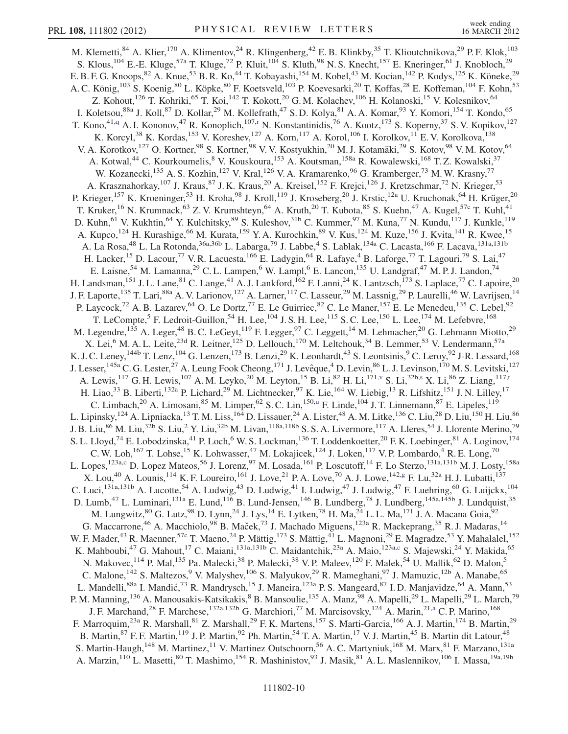M. Klemetti,[84] A. Klier,[170] A. Klimentov,[24] R. Klingenberg,[42] E. B. Klinkby,[35] T. Klioutchnikova,[29] P. F. Klok,[103] S. Klous,[104] E.-E. Kluge,[57a] T. Kluge,[72] P. Kluit,[104] S. Kluth,[98] N. S. Knecht,[157] E. Kneringer,[61] J. Knobloch,[29] E. B. F. G. Knoops,[82] A. Knue,[53] B. R. Ko,[44] T. Kobayashi,[154] M. Kobel,[43] M. Kocian,[142] P. Kodys,[125] K. Köneke,[29] A. C. König,[103] S. Koenig,[80] L. Köpke,[80] F. Koetsveld,[103] P. Koevesarki,[20] T. Koffas,[28] E. Koffeman,[104] F. Kohn,[53] Z. Kohout,[126] T. Kohriki,[65] T. Koi,[142] T. Kokott,[20] G. M. Kolachev,[106] H. Kolanoski,[15] V. Kolesnikov,[64] I. Koletsou,[88a] J. Koll,[87] D. Kollar,[29] M. Kollefrath,[47] S. D. Kolya,[81] A. A. Komar,[93] Y. Komori,[154] T. Kondo,[65] T. Kono,[41,q] A. I. Kononov,[47] R. Konoplich,[107,r] N. Konstantinidis,[76] A. Kootz,[173] S. Koperny,[37] S. V. Kopikov,[127] K. Korcyl,[38] K. Kordas,[153] V. Koreshev,[127] A. Korn,[117] A. Korol,[106] I. Korolkov,[11] E. V. Korolkova,[138] V. A. Korotkov,[127] O. Kortner,[98] S. Kortner,[98] V. V. Kostyukhin,[20] M. J. Kotamäki,[29] S. Kotov,[98] V. M. Kotov,[64] A. Kotwal,[44] C. Kourkoumelis,[8] V. Kouskoura,[153] A. Koutsman,[158a] R. Kowalewski,[168] T. Z. Kowalski,[37] W. Kozanecki,[135] A. S. Kozhin,[127] V. Kral,[126] V. A. Kramarenko,[96] G. Kramberger,[73] M. W. Krasny,[77] A. Krasznahorkay,[107] J. Kraus,[87] J. K. Kraus,[20] A. Kreisel,[152] F. Krejci,[126] J. Kretzschmar,[72] N. Krieger,[53] P. Krieger,[157] K. Kroeninger,[53] H. Kroha,[98] J. Kroll,[119] J. Kroseberg,[20] J. Krstic,[12a] U. Kruchonak,[64] H. Krüger,[20] T. Kruker,[16] N. Krumnack,[63] Z. V. Krumshteyn,[64] A. Kruth,[20] T. Kubota,[85] S. Kuehn,[47] A. Kugel,[57c] T. Kuhl,[41] D. Kuhn,[61] V. Kukhtin,[64] Y. Kulchitsky,[89] S. Kuleshov,[31b] C. Kummer,[97] M. Kuna,[77] N. Kundu,[117] J. Kunkle,[119] A. Kupco,[124] H. Kurashige,[66] M. Kurata,[159] Y. A. Kurochkin,[89] V. Kus,[124] M. Kuze,[156] J. Kvita,[141] R. Kwee,[15] A. La Rosa,[48] L. La Rotonda,[36a,36b] L. Labarga,[79] J. Labbe,[4] S. Lablak,[134a] C. Lacasta,[166] F. Lacava,[131a,131b] H. Lacker,[15] D. Lacour,[77] V. R. Lacuesta,[166] E. Ladygin,[64] R. Lafaye,[4] B. Laforge,[77] T. Lagouri,[79] S. Lai,[47] E. Laisne,[54] M. Lamanna,[29] C. L. Lampen,[6] W. Lampl,[6] E. Lancon,[135] U. Landgraf,[47] M. P. J. Landon,[74] H. Landsman,[151] J. L. Lane,[81] C. Lange,[41] A. J. Lankford,[162] F. Lanni,[24] K. Lantzsch,[173] S. Laplace,[77] C. Lapoire,[20] J. F. Laporte,[135] T. Lari,[88a] A. V. Larionov,[127] A. Larner,[117] C. Lasseur,[29] M. Lassnig,[29] P. Laurelli,[46] W. Lavrijsen,[14] P. Laycock,[72] A. B. Lazarev,[64] O. Le Dortz,[77] E. Le Guirriec,[82] C. Le Maner,[157] E. Le Menedeu,[135] C. Lebel,[92] T. LeCompte,[5] F. Ledroit-Guillon,[54] H. Lee,[104] J. S. H. Lee,[115] S. C. Lee,[150] L. Lee,[174] M. Lefebvre,[168] M. Legendre,[135] A. Leger,[48] B. C. LeGeyt,[119] F. Legger,[97] C. Leggett,[14] M. Lehmacher,[20] G. Lehmann Miotto,[29] X. Lei,[6] M. A. L. Leite,[23d] R. Leitner,[125] D. Lellouch,[170] M. Leltchouk,[34] B. Lemmer,[53] V. Lendermann,[57a] K. J. C. Leney,[144b] T. Lenz,[104] G. Lenzen,[173] B. Lenzi,[29] K. Leonhardt,[43] S. Leontsinis,[9] C. Leroy,[92] J-R. Lessard,[168] J. Lesser,[145a] C. G. Lester,[27] A. Leung Fook Cheong,[171] J. Levêque,[4] D. Levin,[86] L. J. Levinson,[170] M. S. Levitski,[127] A. Lewis,[117] G. H. Lewis,[107] A. M. Leyko,[20] M. Leyton,[15] B. Li,[82] H. Li,[171,v] S. Li,[32b,s] X. Li,[86] Z. Liang,[117,t] H. Liao,[33] B. Liberti,[132a] P. Lichard,[29] M. Lichtnecker,[97] K. Lie,[164] W. Liebig,[13] R. Lifshitz,[151] J. N. Lilley,[17] C. Limbach,[20] A. Limosani,[85] M. Limper,[62] S. C. Lin,[150,u] F. Linde,[104] J. T. Linnemann,[87] E. Lipeles,[119] L. Lipinsky,[124] A. Lipniacka,[13] T. M. Liss,[164] D. Lissauer,[24] A. Lister,[48] A. M. Litke,[136] C. Liu,[28] D. Liu,[150] H. Liu,[86] J. B. Liu,[86] M. Liu,[32b] S. Liu,[2] Y. Liu,[32b] M. Livan,[118a,118b] S. S. A. Livermore,[117] A. Lleres,[54] J. Llorente Merino,[79] S. L. Lloyd,[74] E. Lobodzinska,[41] P. Loch,[6] W. S. Lockman,[136] T. Loddenkoetter,[20] F. K. Loebinger,[81] A. Loginov,[174] C. W. Loh,[167] T. Lohse,[15] K. Lohwasser,[47] M. Lokajicek,[124] J. Loken,[117] V. P. Lombardo,[4] R. E. Long,[70] L. Lopes,[123a,c] D. Lopez Mateos,[56] J. Lorenz,[97] M. Losada,[161] P. Loscutoff,[14] F. Lo Sterzo,[131a,131b] M. J. Losty,[158a] X. Lou,[40] A. Lounis,[114] K. F. Loureiro,[161] J. Love,[21] P. A. Love,[70] A. J. Lowe,[142,g] F. Lu,[32a] H. J. Lubatti,[137] C. Luci,[131a,131b] A. Lucotte,[54] A. Ludwig,[43] D. Ludwig,[41] I. Ludwig,[47] J. Ludwig,[47] F. Luehring,[60] G. Luijckx,[104] D. Lumb,[47] L. Luminari,[131a] E. Lund,[116] B. Lund-Jensen,[146] B. Lundberg,[78] J. Lundberg,[145a,145b] J. Lundquist,[35] M. Lungwitz,[80] G. Lutz,[98] D. Lynn,[24] J. Lys,[14] E. Lytken,[78] H. Ma,[24] L. L. Ma,[171] J. A. Macana Goia,[92] G. Maccarrone,[46] A. Macchiolo,[98] B. Maček,[73] J. Machado Miguens,[123a] R. Mackeprang,[35] R. J. Madaras,[14] W. F. Mader,[43] R. Maenner,[57c] T. Maeno,[24] P. Mättig,[173] S. Mättig,[41] L. Magnoni,[29] E. Magradze,[53] Y. Mahalalel,[152] K. Mahboubi,[47] G. Mahout,[17] C. Maiani,[131a,131b] C. Maidantchik,[23a] A. Maio,[123a,c] S. Majewski,[24] Y. Makida,[65] N. Makovec,[114] P. Mal,[135] Pa. Malecki,[38] P. Malecki,[38] V. P. Maleev,[120] F. Malek,[54] U. Mallik,[62] D. Malon,[5] C. Malone,[142] S. Maltezos,[9] V. Malyshev,[106] S. Malyukov,[29] R. Mameghani,[97] J. Mamuzic,[12b] A. Manabe,[65] L. Mandelli,[88a] I. Mandić,[73] R. Mandrysch,[15] J. Maneira,[123a] P. S. Mangeard,[87] I. D. Manjavidze,[64] A. Mann,[53] P. M. Manning,[136] A. Manousakis-Katsikakis,[8] B. Mansoulie,[135] A. Manz,[98] A. Mapelli,[29] L. Mapelli,[29] L. March,[79] J. F. Marchand,[28] F. Marchese,[132a,132b] G. Marchiori,[77] M. Marcisovsky,[124] A. Marin,[21,a] C. P. Marino,[168] F. Marroquim,[23a] R. Marshall,[81] Z. Marshall,[29] F. K. Martens,[157] S. Marti-Garcia,[166] A. J. Martin,[174] B. Martin,[29] B. Martin,[87] F. F. Martin,[119] J. P. Martin,[92] Ph. Martin,[54] T. A. Martin,[17] V. J. Martin,[45] B. Martin dit Latour,[48] S. Martin-Haugh,[148] M. Martinez,[11] V. Martinez Outschoorn,[56] A. C. Martyniuk,[168] M. Marx,[81] F. Marzano,[131a] A. Marzin,[110] L. Masetti,[80] T. Mashimo,[154] R. Mashinistov,[93] J. Masik,[81] A. L. Maslennikov,[106] I. Massa,[19a,19b]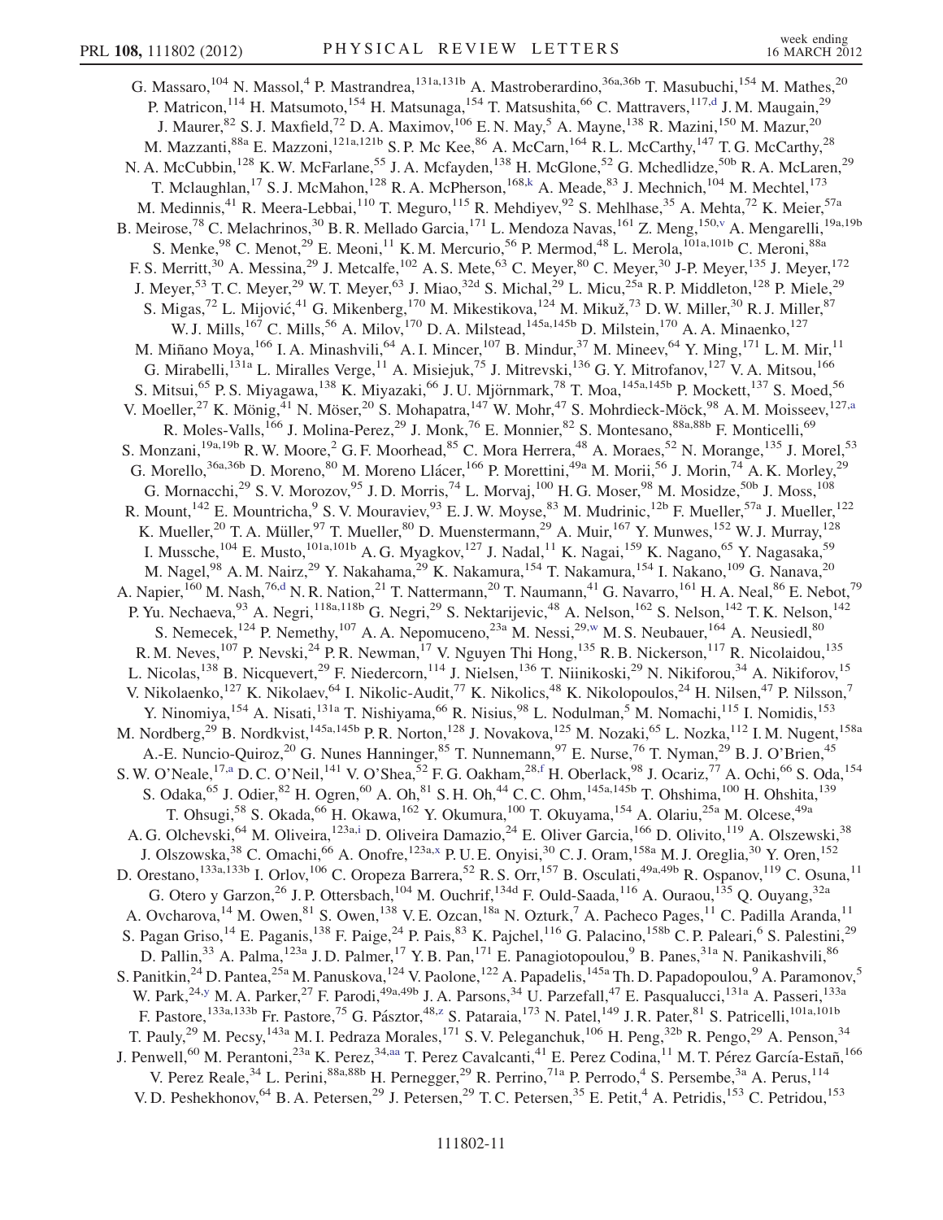G. Massaro,[104] N. Massol,[4] P. Mastrandrea,[131a,131b] A. Mastroberardino,[36a,36b] T. Masubuchi,[154] M. Mathes,[20] P. Matricon,[114] H. Matsumoto,[154] H. Matsunaga,[154] T. Matsushita,[66] C. Mattravers,[117,d] J. M. Maugain,[29] J. Maurer,[82] S. J. Maxfield,[72] D. A. Maximov,[106] E. N. May,[5] A. Mayne,[138] R. Mazini,[150] M. Mazur,[20] M. Mazzanti,[88a] E. Mazzoni,[121a,121b] S. P. Mc Kee,[86] A. McCarn,[164] R. L. McCarthy,[147] T. G. McCarthy,[28] N. A. McCubbin,[128] K. W. McFarlane,[55] J. A. Mcfayden,[138] H. McGlone,[52] G. Mchedlidze,[50b] R. A. McLaren,[29] T. Mclaughlan,[17] S. J. McMahon,[128] R. A. McPherson,[168,k] A. Meade,[83] J. Mechnich,[104] M. Mechtel,[173] M. Medinnis,[41] R. Meera-Lebbai,[110] T. Meguro,[115] R. Mehdiyev,[92] S. Mehlhase,[35] A. Mehta,[72] K. Meier,[57a] B. Meirose,[78] C. Melachrinos,[30] B. R. Mellado Garcia,[171] L. Mendoza Navas,[161] Z. Meng,[150,v] A. Mengarelli,[19a,19b] S. Menke,[98] C. Menot,[29] E. Meoni,[11] K. M. Mercurio,[56] P. Mermod,[48] L. Merola,[101a,101b] C. Meroni,[88a] F. S. Merritt,[30] A. Messina,[29] J. Metcalfe,[102] A. S. Mete,[63] C. Meyer,[80] C. Meyer,[30] J-P. Meyer,[135] J. Meyer,[172] J. Meyer,[53] T. C. Meyer,[29] W. T. Meyer,[63] J. Miao,[32d] S. Michal,[29] L. Micu,[25a] R. P. Middleton,[128] P. Miele,[29] S. Migas,[72] L. Mijović,[41] G. Mikenberg,[170] M. Mikestikova,[124] M. Mikuž,[73] D. W. Miller,[30] R. J. Miller,[87] W. J. Mills,[167] C. Mills,[56] A. Milov,[170] D. A. Milstead,[145a,145b] D. Milstein,[170] A. A. Minaenko,[127] M. Miñano Moya,[166] I. A. Minashvili,[64] A. I. Mincer,[107] B. Mindur,[37] M. Mineev,[64] Y. Ming,[171] L. M. Mir,[11] G. Mirabelli,[131a] L. Miralles Verge,[11] A. Misiejuk,[75] J. Mitrevski,[136] G. Y. Mitrofanov,[127] V. A. Mitsou,[166] S. Mitsui,[65] P. S. Miyagawa,[138] K. Miyazaki,[66] J. U. Mjörnmark,[78] T. Moa,[145a,145b] P. Mockett,[137] S. Moed,[56] V. Moeller,[27] K. Mönig,[41] N. Möser,[20] S. Mohapatra,[147] W. Mohr,[47] S. Mohrdieck-Möck,[98] A. M. Moisseev,[127,a] R. Moles-Valls,[166] J. Molina-Perez,[29] J. Monk,[76] E. Monnier,[82] S. Montesano,[88a,88b] F. Monticelli,[69] S. Monzani,[19a,19b] R. W. Moore,[2] G. F. Moorhead,[85] C. Mora Herrera,[48] A. Moraes,[52] N. Morange,[135] J. Morel,[53] G. Morello,[36a,36b] D. Moreno,[80] M. Moreno Llácer,[166] P. Morettini,[49a] M. Morii,[56] J. Morin,[74] A. K. Morley,[29] G. Mornacchi,[29] S. V. Morozov,[95] J. D. Morris,[74] L. Morvaj,[100] H. G. Moser,[98] M. Mosidze,[50b] J. Moss,[108] R. Mount,[142] E. Mountricha,[9] S. V. Mouraviev,[93] E. J. W. Moyse,[83] M. Mudrinic,[12b] F. Mueller,[57a] J. Mueller,[122] K. Mueller,[20] T. A. Müller,[97] T. Mueller,[80] D. Muenstermann,[29] A. Muir,[167] Y. Munwes,[152] W. J. Murray,[128] I. Mussche,[104] E. Musto,[101a,101b] A. G. Myagkov,[127] J. Nadal,[11] K. Nagai,[159] K. Nagano,[65] Y. Nagasaka,[59] M. Nagel,[98] A. M. Nairz,[29] Y. Nakahama,[29] K. Nakamura,[154] T. Nakamura,[154] I. Nakano,[109] G. Nanava,[20] A. Napier,[160] M. Nash,[76,d] N. R. Nation,[21] T. Nattermann,[20] T. Naumann,[41] G. Navarro,[161] H. A. Neal,[86] E. Nebot,[79] P. Yu. Nechaeva,[93] A. Negri,[118a,118b] G. Negri,[29] S. Nektarijevic,[48] A. Nelson,[162] S. Nelson,[142] T. K. Nelson,[142] S. Nemecek,[124] P. Nemethy,[107] A. A. Nepomuceno,[23a] M. Nessi,[29,w] M. S. Neubauer,[164] A. Neusiedl,[80] R. M. Neves,[107] P. Nevski,[24] P. R. Newman,[17] V. Nguyen Thi Hong,[135] R. B. Nickerson,[117] R. Nicolaidou,[135] L. Nicolas,[138] B. Nicquevert,[29] F. Niedercorn,[114] J. Nielsen,[136] T. Niinikoski,[29] N. Nikiforou,[34] A. Nikiforov,[15] V. Nikolaenko,[127] K. Nikolaev,[64] I. Nikolic-Audit,[77] K. Nikolics,[48] K. Nikolopoulos,[24] H. Nilsen,[47] P. Nilsson,[7] Y. Ninomiya,[154] A. Nisati,[131a] T. Nishiyama,[66] R. Nisius,[98] L. Nodulman,[5] M. Nomachi,[115] I. Nomidis,[153] M. Nordberg,[29] B. Nordkvist,[145a,145b] P. R. Norton,[128] J. Novakova,[125] M. Nozaki,[65] L. Nozka,[112] I. M. Nugent,[158a] A.-E. Nuncio-Quiroz,[20] G. Nunes Hanninger,[85] T. Nunnemann,[97] E. Nurse,[76] T. Nyman,[29] B. J. O'Brien,[45] S. W. O'Neale,[17,a] D. C. O'Neil,[141] V. O'Shea,[52] F. G. Oakham,[28,f] H. Oberlack,[98] J. Ocariz,[77] A. Ochi,[66] S. Oda,[154] S. Odaka,[65] J. Odier,[82] H. Ogren,[60] A. Oh,[81] S. H. Oh,[44] C. C. Ohm,[145a,145b] T. Ohshima,[100] H. Ohshita,[139] T. Ohsugi,[58] S. Okada,[66] H. Okawa,[162] Y. Okumura,[100] T. Okuyama,[154] A. Olariu,[25a] M. Olcese,[49a] A. G. Olchevski,[64] M. Oliveira,[123a,i] D. Oliveira Damazio,[24] E. Oliver Garcia,[166] D. Olivito,[119] A. Olszewski,[38] J. Olszowska,[38] C. Omachi,[66] A. Onofre,[123a,x] P. U. E. Onyisi,[30] C. J. Oram,[158a] M. J. Oreglia,[30] Y. Oren,[152] D. Orestano,[133a,133b] I. Orlov,[106] C. Oropeza Barrera,[52] R. S. Orr,[157] B. Osculati,[49a,49b] R. Ospanov,[119] C. Osuna,[11] G. Otero y Garzon,[26] J. P. Ottersbach,[104] M. Ouchrif,[134d] F. Ould-Saada,[116] A. Ouraou,[135] Q. Ouyang,[32a] A. Ovcharova,[14] M. Owen,[81] S. Owen,[138] V. E. Ozcan,[18a] N. Ozturk,[7] A. Pacheco Pages,[11] C. Padilla Aranda,[11] S. Pagan Griso,[14] E. Paganis,[138] F. Paige,[24] P. Pais,[83] K. Pajchel,[116] G. Palacino,[158b] C. P. Paleari,[6] S. Palestini,[29] D. Pallin,[33] A. Palma,[123a] J. D. Palmer,[17] Y. B. Pan,[171] E. Panagiotopoulou,[9] B. Panes,[31a] N. Panikashvili,[86] S. Panitkin,[24] D. Pantea,[25a] M. Panuskova,[124] V. Paolone,[122] A. Papadelis,[145a] Th. D. Papadopoulou,[9] A. Paramonov,[5] W. Park,[24,y] M. A. Parker,[27] F. Parodi,[49a,49b] J. A. Parsons,[34] U. Parzefall,[47] E. Pasqualucci,[131a] A. Passeri,[133a] F. Pastore,[133a,133b] Fr. Pastore,[75] G. Pásztor,[48,z] S. Pataraia,[173] N. Patel,[149] J. R. Pater,[81] S. Patricelli,[101a,101b] T. Pauly,[29] M. Pecsy,[143a] M. I. Pedraza Morales,[171] S. V. Peleganchuk,[106] H. Peng,[32b] R. Pengo,[29] A. Penson,[34] J. Penwell,[60] M. Perantoni,[23a] K. Perez,[34,aa] T. Perez Cavalcanti,[41] E. Perez Codina,[11] M. T. Pérez García-Estañ,[166] V. Perez Reale,[34] L. Perini,[88a,88b] H. Pernegger,[29] R. Perrino,[71a] P. Perrodo,[4] S. Persembe,[3a] A. Perus,[114] V. D. Peshekhonov,[64] B. A. Petersen,[29] J. Petersen,[29] T. C. Petersen,[35] E. Petit,[4] A. Petridis,[153] C. Petridou,[153]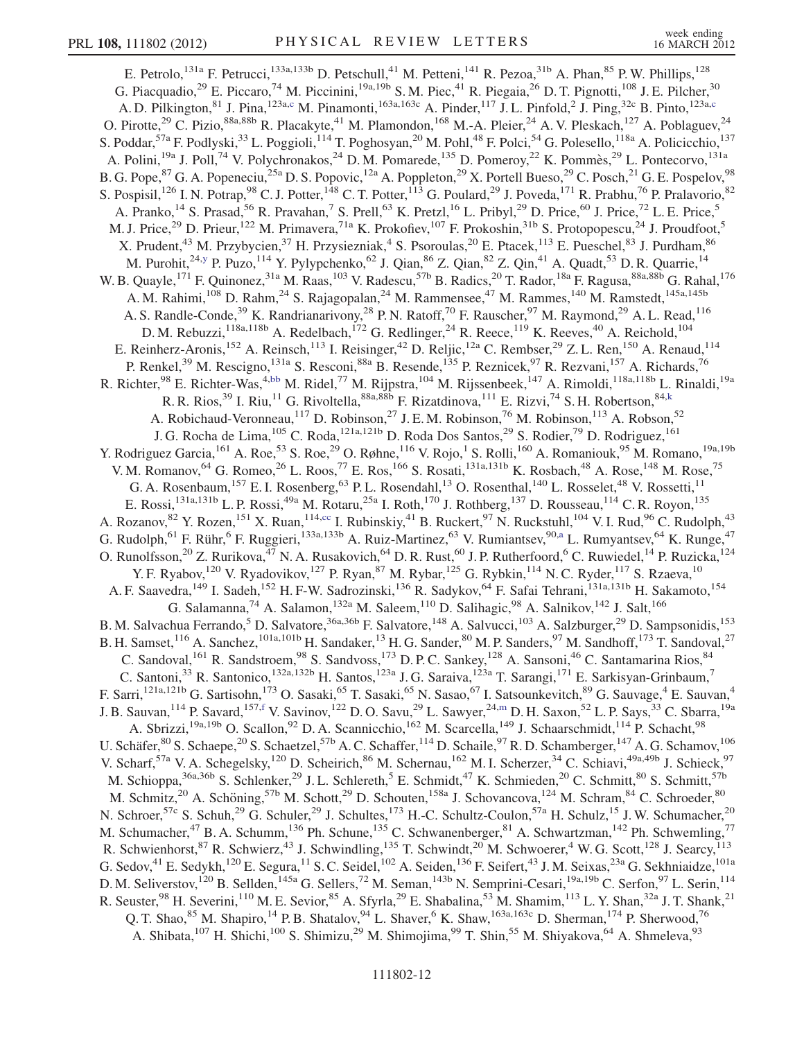E. Petrolo,[131a] F. Petrucci,[133a,133b] D. Petschull,[41] M. Petteni,[141] R. Pezoa,[31b] A. Phan,[85] P. W. Phillips,[128] G. Piacquadio,[29] E. Piccaro,[74] M. Piccinini,[19a,19b] S. M. Piec,[41] R. Piegaia,[26] D. T. Pignotti,[108] J. E. Pilcher,[30] A. D. Pilkington,[81] J. Pina,[123a,c] M. Pinamonti,[163a,163c] A. Pinder,[117] J. L. Pinfold,[2] J. Ping,[32c] B. Pinto,[123a,c] O. Pirotte,[29] C. Pizio,[88a,88b] R. Placakyte,[41] M. Plamondon,[168] M.-A. Pleier,[24] A. V. Pleskach,[127] A. Poblaguev,[24] S. Poddar,[57a] F. Podlyski,[33] L. Poggioli,[114] T. Poghosyan,[20] M. Pohl,[48] F. Polci,[54] G. Polesello,[118a] A. Policicchio,[137] A. Polini,[19a] J. Poll,[74] V. Polychronakos,[24] D. M. Pomarede,[135] D. Pomeroy,[22] K. Pommès,[29] L. Pontecorvo,[131a] B. G. Pope,[87] G. A. Popeneciu,[25a] D. S. Popovic,[12a] A. Poppleton,[29] X. Portell Bueso,[29] C. Posch,[21] G. E. Pospelov,[98] S. Pospisil,[126] I. N. Potrap,[98] C. J. Potter,[148] C. T. Potter,[113] G. Poulard,[29] J. Poveda,[171] R. Prabhu,[76] P. Pralavorio,[82] A. Pranko,[14] S. Prasad,[56] R. Pravahan,[7] S. Prell,[63] K. Pretzl,[16] L. Pribyl,[29] D. Price,[60] J. Price,[72] L. E. Price,[5] M. J. Price,[29] D. Prieur,[122] M. Primavera,[71a] K. Prokofiev,[107] F. Prokoshin,[31b] S. Protopopescu,[24] J. Proudfoot,[5] X. Prudent,[43] M. Przybycien,[37] H. Przysiezniak,[4] S. Psoroulas,[20] E. Ptacek,[113] E. Pueschel,[83] J. Purdham,[86] M. Purohit,[24,y] P. Puzo,[114] Y. Pylypchenko,[62] J. Qian,[86] Z. Qian,[82] Z. Qin,[41] A. Quadt,[53] D. R. Quarrie,[14] W. B. Quayle,[171] F. Quinonez,[31a] M. Raas,[103] V. Radescu,[57b] B. Radics,[20] T. Rador,[18a] F. Ragusa,[88a,88b] G. Rahal,[176] A. M. Rahimi,[108] D. Rahm,[24] S. Rajagopalan,[24] M. Rammensee,[47] M. Rammes,[140] M. Ramstedt,[145a,145b] A. S. Randle-Conde,[39] K. Randrianarivony,[28] P. N. Ratoff,[70] F. Rauscher,[97] M. Raymond,[29] A. L. Read,[116] D. M. Rebuzzi,[118a,118b] A. Redelbach,[172] G. Redlinger,[24] R. Reece,[119] K. Reeves,[40] A. Reichold,[104] E. Reinherz-Aronis,[152] A. Reinsch,[113] I. Reisinger,[42] D. Reljic,[12a] C. Rembser,[29] Z. L. Ren,[150] A. Renaud,[114] P. Renkel,[39] M. Rescigno,[131a] S. Resconi,[88a] B. Resende,[135] P. Reznicek,[97] R. Rezvani,[157] A. Richards,[76] R. Richter,[98] E. Richter-Was,[4,bb] M. Ridel,[77] M. Rijpstra,[104] M. Rijssenbeek,[147] A. Rimoldi,[118a,118b] L. Rinaldi,[19a] R. R. Rios,[39] I. Riu,[11] G. Rivoltella,[88a,88b] F. Rizatdinova,[111] E. Rizvi,[74] S. H. Robertson,[84,k] A. Robichaud-Veronneau,[117] D. Robinson,[27] J. E. M. Robinson,[76] M. Robinson,[113] A. Robson,[52] J. G. Rocha de Lima,[105] C. Roda,[121a,121b] D. Roda Dos Santos,[29] S. Rodier,[79] D. Rodriguez,[161] Y. Rodriguez Garcia,[161] A. Roe,[53] S. Roe,[29] O. Røhne,[116] V. Rojo,[1] S. Rolli,[160] A. Romaniouk,[95] M. Romano,[19a,19b] V. M. Romanov,[64] G. Romeo,[26] L. Roos,[77] E. Ros,[166] S. Rosati,[131a,131b] K. Rosbach,[48] A. Rose,[148] M. Rose,[75] G. A. Rosenbaum,[157] E. I. Rosenberg,[63] P. L. Rosendahl,[13] O. Rosenthal,[140] L. Rosselet,[48] V. Rossetti,[11] E. Rossi,[131a,131b] L. P. Rossi,[49a] M. Rotaru,[25a] I. Roth,[170] J. Rothberg,[137] D. Rousseau,[114] C. R. Royon,[135] A. Rozanov,[82] Y. Rozen,[151] X. Ruan,[114,cc] I. Rubinskiy,[41] B. Ruckert,[97] N. Ruckstuhl,[104] V. I. Rud,[96] C. Rudolph,[43] G. Rudolph,[61] F. Rühr,[6] F. Ruggieri,[133a,133b] A. Ruiz-Martinez,[63] V. Rumiantsev,[90,a] L. Rumyantsev,[64] K. Runge,[47] O. Runolfsson,[20] Z. Rurikova,[47] N. A. Rusakovich,[64] D. R. Rust,[60] J. P. Rutherfoord,[6] C. Ruwiedel,[14] P. Ruzicka,[124] Y. F. Ryabov,[120] V. Ryadovikov,[127] P. Ryan,[87] M. Rybar,[125] G. Rybkin,[114] N. C. Ryder,[117] S. Rzaeva,[10] A. F. Saavedra,[149] I. Sadeh,[152] H. F-W. Sadrozinski,[136] R. Sadykov,[64] F. Safai Tehrani,[131a,131b] H. Sakamoto,[154] G. Salamanna,[74] A. Salamon,[132a] M. Saleem,[110] D. Salihagic,[98] A. Salnikov,[142] J. Salt,[166] B. M. Salvachua Ferrando,[5] D. Salvatore,[36a,36b] F. Salvatore,[148] A. Salvucci,[103] A. Salzburger,[29] D. Sampsonidis,[153] B. H. Samset,[116] A. Sanchez,[101a,101b] H. Sandaker,[13] H. G. Sander,[80] M. P. Sanders,[97] M. Sandhoff,[173] T. Sandoval,[27] C. Sandoval,[161] R. Sandstroem,[98] S. Sandvoss,[173] D. P. C. Sankey,[128] A. Sansoni,[46] C. Santamarina Rios,[84] C. Santoni,[33] R. Santonico,[132a,132b] H. Santos,[123a] J. G. Saraiva,[123a] T. Sarangi,[171] E. Sarkisyan-Grinbaum,[7] F. Sarri,[121a,121b] G. Sartisohn,[173] O. Sasaki,[65] T. Sasaki,[65] N. Sasao,[67] I. Satsounkevitch,[89] G. Sauvage,[4] E. Sauvan,[4] J. B. Sauvan,[114] P. Savard,[157,f] V. Savinov,[122] D. O. Savu,[29] L. Sawyer,[24,m] D. H. Saxon,[52] L. P. Says,[33] C. Sbarra,[19a] A. Sbrizzi,[19a,19b] O. Scallon,[92] D. A. Scannicchio,[162] M. Scarcella,[149] J. Schaarschmidt,[114] P. Schacht,[98] U. Schäfer,[80] S. Schaepe,[20] S. Schaetzel,[57b] A. C. Schaffer,[114] D. Schaile,[97] R. D. Schamberger,[147] A. G. Schamov,[106] V. Scharf,[57a] V. A. Schegelsky,[120] D. Scheirich,[86] M. Schernau,[162] M. I. Scherzer,[34] C. Schiavi,[49a,49b] J. Schieck,[97] M. Schioppa,[36a,36b] S. Schlenker,[29] J. L. Schlereth,[5] E. Schmidt,[47] K. Schmieden,[20] C. Schmitt,[80] S. Schmitt,[57b] M. Schmitz,[20] A. Schöning,[57b] M. Schott,[29] D. Schouten,[158a] J. Schovancova,[124] M. Schram,[84] C. Schroeder,[80] N. Schroer,[57c] S. Schuh,[29] G. Schuler,[29] J. Schultes,[173] H.-C. Schultz-Coulon,[57a] H. Schulz,[15] J. W. Schumacher,[20] M. Schumacher,[47] B. A. Schumm,[136] Ph. Schune,[135] C. Schwanenberger,[81] A. Schwartzman,[142] Ph. Schwemling,[77] R. Schwienhorst,[87] R. Schwierz,[43] J. Schwindling,[135] T. Schwindt,[20] M. Schwoerer,[4] W. G. Scott,[128] J. Searcy,[113] G. Sedov,[41] E. Sedykh,[120] E. Segura,[11] S. C. Seidel,[102] A. Seiden,[136] F. Seifert,[43] J. M. Seixas,[23a] G. Sekhniaidze,[101a] D. M. Seliverstov,[120] B. Sellden,[145a] G. Sellers,[72] M. Seman,[143b] N. Semprini-Cesari,[19a,19b] C. Serfon,[97] L. Serin,[114] R. Seuster,[98] H. Severini,[110] M. E. Sevior,[85] A. Sfyrla,[29] E. Shabalina,[53] M. Shamim,[113] L. Y. Shan,[32a] J. T. Shank,[21] Q. T. Shao,[85] M. Shapiro,[14] P. B. Shatalov,[94] L. Shaver,[6] K. Shaw,[163a,163c] D. Sherman,[174] P. Sherwood,[76] A. Shibata,[107] H. Shichi,[100] S. Shimizu,[29] M. Shimojima,[99] T. Shin,[55] M. Shiyakova,[64] A. Shmeleva,[93]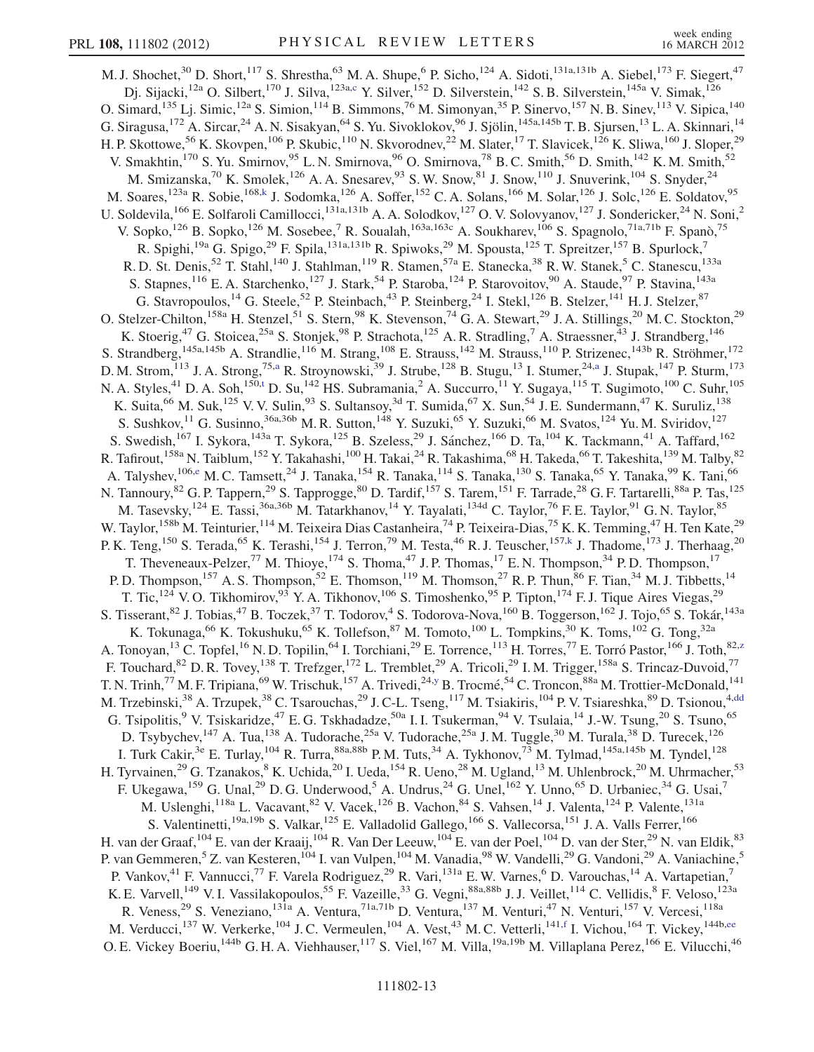M. J. Shochet,[30] D. Short,[117] S. Shrestha,[63] M. A. Shupe,[6] P. Sicho,[124] A. Sidoti,[131a,131b] A. Siebel,[173] F. Siegert,[47] Dj. Sijacki,[12a] O. Silbert,[170] J. Silva,[123a,c] Y. Silver,[152] D. Silverstein,[142] S. B. Silverstein,[145a] V. Simak,[126] O. Simard,[135] Lj. Simic,[12a] S. Simion,[114] B. Simmons,[76] M. Simonyan,[35] P. Sinervo,[157] N. B. Sinev,[113] V. Sipica,[140] G. Siragusa,[172] A. Sircar,[24] A. N. Sisakyan,[64] S. Yu. Sivoklokov,[96] J. Sjölin,[145a,145b] T. B. Sjursen,[13] L. A. Skinnari,[14] H. P. Skottowe,[56] K. Skovpen,[106] P. Skubic,[110] N. Skvorodnev,[22] M. Slater,[17] T. Slavicek,[126] K. Sliwa,[160] J. Sloper,[29] V. Smakhtin,[170] S. Yu. Smirnov,[95] L. N. Smirnova,[96] O. Smirnova,[78] B. C. Smith,[56] D. Smith,[142] K. M. Smith,[52] M. Smizanska,[70] K. Smolek,[126] A. A. Snesarev,[93] S. W. Snow,[81] J. Snow,[110] J. Snuverink,[104] S. Snyder,[24] M. Soares,[123a] R. Sobie,[168,k] J. Sodomka,[126] A. Soffer,[152] C. A. Solans,[166] M. Solar,[126] J. Solc,[126] E. Soldatov,[95] U. Soldevila,[166] E. Solfaroli Camillocci,[131a,131b] A. A. Solodkov,[127] O. V. Solovyanov,[127] J. Sondericker,[24] N. Soni,[2] V. Sopko,[126] B. Sopko,[126] M. Sosebee,[7] R. Soualah,[163a,163c] A. Soukharev,[106] S. Spagnolo,[71a,71b] F. Spanò,[75] R. Spighi,[19a] G. Spigo,[29] F. Spila,[131a,131b] R. Spiwoks,[29] M. Spousta,[125] T. Spreitzer,[157] B. Spurlock,[7] R. D. St. Denis,[52] T. Stahl,[140] J. Stahlman,[119] R. Stamen,[57a] E. Stanecka,[38] R. W. Stanek,[5] C. Stanescu,[133a] S. Stapnes,[116] E. A. Starchenko,[127] J. Stark,[54] P. Staroba,[124] P. Starovoitov,[90] A. Staude,[97] P. Stavina,[143a] G. Stavropoulos,[14] G. Steele,[52] P. Steinbach,[43] P. Steinberg,[24] I. Stekl,[126] B. Stelzer,[141] H. J. Stelzer,[87] O. Stelzer-Chilton,[158a] H. Stenzel,[51] S. Stern,[98] K. Stevenson,[74] G. A. Stewart,[29] J. A. Stillings,[20] M. C. Stockton,[29] K. Stoerig,[47] G. Stoicea,[25a] S. Stonjek,[98] P. Strachota,[125] A. R. Stradling,[7] A. Straessner,[43] J. Strandberg,[146] S. Strandberg,[145a,145b] A. Strandlie,[116] M. Strang,[108] E. Strauss,[142] M. Strauss,[110] P. Strizenec,[143b] R. Ströhmer,[172] D. M. Strom,[113] J. A. Strong,[75,a] R. Stroynowski,[39] J. Strube,[128] B. Stugu,[13] I. Stumer,[24,a] J. Stupak,[147] P. Sturm,[173] N. A. Styles,[41] D. A. Soh,[150,t] D. Su,[142] HS. Subramania,[2] A. Succurro,[11] Y. Sugaya,[115] T. Sugimoto,[100] C. Suhr,[105] K. Suita,[66] M. Suk,[125] V. V. Sulin,[93] S. Sultansoy,[3d] T. Sumida,[67] X. Sun,[54] J. E. Sundermann,[47] K. Suruliz,[138] S. Sushkov,[11] G. Susinno,[36a,36b] M. R. Sutton,[148] Y. Suzuki,[65] Y. Suzuki,[66] M. Svatos,[124] Yu. M. Sviridov,[127] S. Swedish,[167] I. Sykora,[143a] T. Sykora,[125] B. Szeless,[29] J. Sánchez,[166] D. Ta,[104] K. Tackmann,[41] A. Taffard,[162] R. Tafirout,[158a] N. Taiblum,[152] Y. Takahashi,[100] H. Takai,[24] R. Takashima,[68] H. Takeda,[66] T. Takeshita,[139] M. Talby,[82] A. Talyshev,[106,e] M. C. Tamsett,[24] J. Tanaka,[154] R. Tanaka,[114] S. Tanaka,[130] S. Tanaka,[65] Y. Tanaka,[99] K. Tani,[66] N. Tannoury,[82] G. P. Tappern,[29] S. Tapprogge,[80] D. Tardif,[157] S. Tarem,[151] F. Tarrade,[28] G. F. Tartarelli,[88a] P. Tas,[125] M. Tasevsky,[124] E. Tassi,[36a,36b] M. Tatarkhanov,[14] Y. Tayalati,[134d] C. Taylor,[76] F. E. Taylor,[91] G. N. Taylor,[85] W. Taylor,[158b] M. Teinturier,[114] M. Teixeira Dias Castanheira,[74] P. Teixeira-Dias,[75] K. K. Temming,[47] H. Ten Kate,[29] P. K. Teng,[150] S. Terada,[65] K. Terashi,[154] J. Terron,[79] M. Testa,[46] R. J. Teuscher,[157,k] J. Thadome,[173] J. Therhaag,[20] T. Theveneaux-Pelzer,[77] M. Thioye,[174] S. Thoma,[47] J. P. Thomas,[17] E. N. Thompson,[34] P. D. Thompson,[17] P. D. Thompson,[157] A. S. Thompson,[52] E. Thomson,[119] M. Thomson,[27] R. P. Thun,[86] F. Tian,[34] M. J. Tibbetts,[14] T. Tic,[124] V. O. Tikhomirov,[93] Y. A. Tikhonov,[106] S. Timoshenko,[95] P. Tipton,[174] F. J. Tique Aires Viegas,[29] S. Tisserant,[82] J. Tobias,[47] B. Toczek,[37] T. Todorov,[4] S. Todorova-Nova,[160] B. Toggerson,[162] J. Tojo,[65] S. Tokár,[143a] K. Tokunaga,[66] K. Tokushuku,[65] K. Tollefson,[87] M. Tomoto,[100] L. Tompkins,[30] K. Toms,[102] G. Tong,[32a] A. Tonoyan,[13] C. Topfel,[16] N. D. Topilin,[64] I. Torchiani,[29] E. Torrence,[113] H. Torres,[77] E. Torró Pastor,[166] J. Toth,[82,z] F. Touchard,[82] D. R. Tovey,[138] T. Trefzger,[172] L. Tremblet,[29] A. Tricoli,[29] I. M. Trigger,[158a] S. Trincaz-Duvoid,[77] T. N. Trinh,[77] M. F. Tripiana,[69] W. Trischuk,[157] A. Trivedi,[24,y] B. Trocmé,[54] C. Troncon,[88a] M. Trottier-McDonald,[141] M. Trzebinski,[38] A. Trzupek,[38] C. Tsarouchas,[29] J. C-L. Tseng,[117] M. Tsiakiris,[104] P. V. Tsiareshka,[89] D. Tsionou,[4,dd] G. Tsipolitis,[9] V. Tsiskaridze,[47] E. G. Tskhadadze,[50a] I. I. Tsukerman,[94] V. Tsulaia,[14] J.-W. Tsung,[20] S. Tsuno,[65] D. Tsybychev,[147] A. Tua,[138] A. Tudorache,[25a] V. Tudorache,[25a] J. M. Tuggle,[30] M. Turala,[38] D. Turecek,[126] I. Turk Cakir,[3e] E. Turlay,[104] R. Turra,[88a,88b] P. M. Tuts,[34] A. Tykhonov,[73] M. Tylmad,[145a,145b] M. Tyndel,[128] H. Tyrvainen,[29] G. Tzanakos,[8] K. Uchida,[20] I. Ueda,[154] R. Ueno,[28] M. Ugland,[13] M. Uhlenbrock,[20] M. Uhrmacher,[53] F. Ukegawa,[159] G. Unal,[29] D. G. Underwood,[5] A. Undrus,[24] G. Unel,[162] Y. Unno,[65] D. Urbaniec,[34] G. Usai,[7] M. Uslenghi,[118a] L. Vacavant,[82] V. Vacek,[126] B. Vachon,[84] S. Vahsen,[14] J. Valenta,[124] P. Valente,[131a] S. Valentinetti,[19a,19b] S. Valkar,[125] E. Valladolid Gallego,[166] S. Vallecorsa,[151] J. A. Valls Ferrer,[166] H. van der Graaf,[104] E. van der Kraaij,[104] R. Van Der Leeuw,[104] E. van der Poel,[104] D. van der Ster,[29] N. van Eldik,[83] P. van Gemmeren,[5] Z. van Kesteren,[104] I. van Vulpen,[104] M. Vanadia,[98] W. Vandelli,[29] G. Vandoni,[29] A. Vaniachine,[5] P. Vankov,[41] F. Vannucci,[77] F. Varela Rodriguez,[29] R. Vari,[131a] E. W. Varnes,[6] D. Varouchas,[14] A. Vartapetian,[7] K. E. Varvell,[149] V. I. Vassilakopoulos,[55] F. Vazeille,[33] G. Vegni,[88a,88b] J. J. Veillet,[114] C. Vellidis,[8] F. Veloso,[123a] R. Veness,[29] S. Veneziano,[131a] A. Ventura,[71a,71b] D. Ventura,[137] M. Venturi,[47] N. Venturi,[157] V. Vercesi,[118a] M. Verducci,[137] W. Verkerke,[104] J. C. Vermeulen,[104] A. Vest,[43] M. C. Vetterli,[141,f] I. Vichou,[164] T. Vickey,[144b,ee] O. E. Vickey Boeriu,[144b] G. H. A. Viehhauser,[117] S. Viel,[167] M. Villa,[19a,19b] M. Villaplana Perez,[166] E. Vilucchi,[46]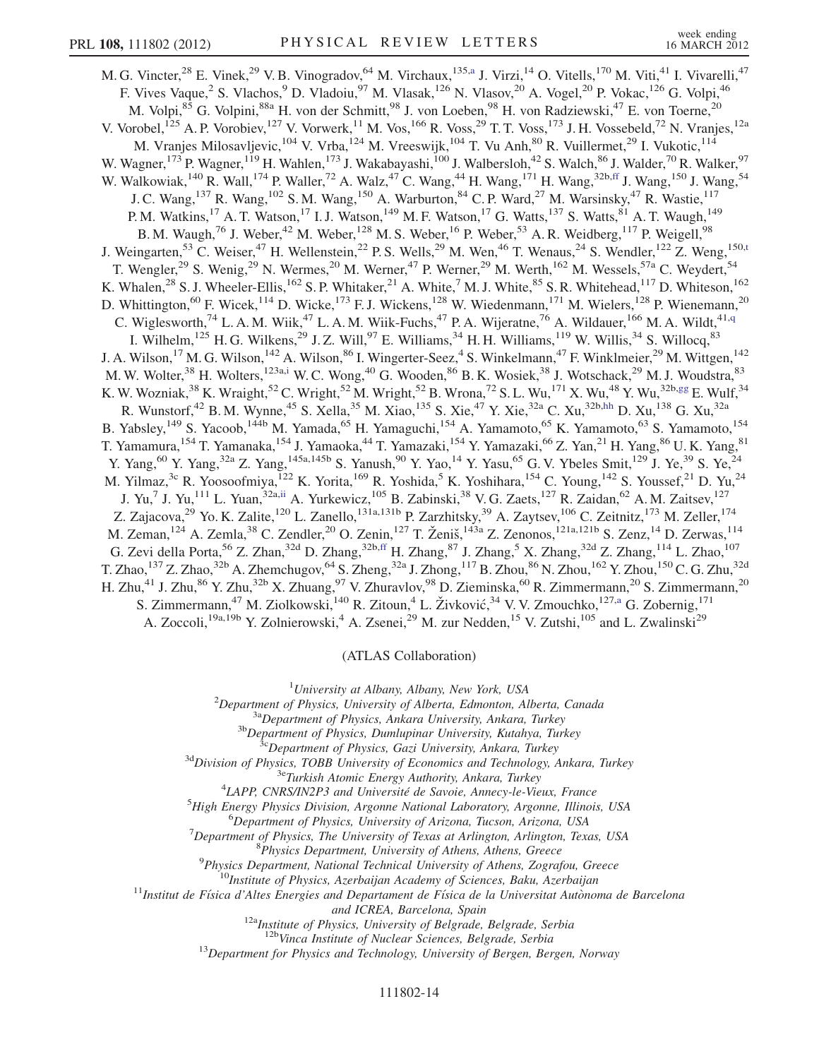M. G. Vincter,[28] E. Vinek,[29] V. B. Vinogradov,[64] M. Virchaux,[135,a] J. Virzi,[14] O. Vitells,[170] M. Viti,[41] I. Vivarelli,[47] F. Vives Vaque,[2] S. Vlachos,[9] D. Vladoiu,[97] M. Vlasak,[126] N. Vlasov,[20] A. Vogel,[20] P. Vokac,[126] G. Volpi,[46] M. Volpi,[85] G. Volpini,[88a] H. von der Schmitt,[98] J. von Loeben,[98] H. von Radziewski,[47] E. von Toerne,[20] V. Vorobel,[125] A. P. Vorobiev,[127] V. Vorwerk,[11] M. Vos,[166] R. Voss,[29] T. T. Voss,[173] J. H. Vossebeld,[72] N. Vranjes,[12a] M. Vranjes Milosavljevic,[104] V. Vrba,[124] M. Vreeswijk,[104] T. Vu Anh,[80] R. Vuillermet,[29] I. Vukotic,[114] W. Wagner,[173] P. Wagner,[119] H. Wahlen,[173] J. Wakabayashi,[100] J. Walbersloh,[42] S. Walch,[86] J. Walder,[70] R. Walker,[97] W. Walkowiak,[140] R. Wall,[174] P. Waller,[72] A. Walz,[47] C. Wang,[44] H. Wang,[171] H. Wang,[32b,ff] J. Wang,[150] J. Wang,[54] J. C. Wang,[137] R. Wang,[102] S. M. Wang,[150] A. Warburton,[84] C. P. Ward,[27] M. Warsinsky,[47] R. Wastie,[117] P. M. Watkins,[17] A. T. Watson,[17] I. J. Watson,[149] M. F. Watson,[17] G. Watts,[137] S. Watts,[81] A. T. Waugh,[149] B. M. Waugh,[76] J. Weber,[42] M. Weber,[128] M. S. Weber,[16] P. Weber,[53] A. R. Weidberg,[117] P. Weigell,[98] J. Weingarten,[53] C. Weiser,[47] H. Wellenstein,[22] P. S. Wells,[29] M. Wen,[46] T. Wenaus,[24] S. Wendler,[122] Z. Weng,[150,t] T. Wengler,[29] S. Wenig,[29] N. Wermes,[20] M. Werner,[47] P. Werner,[29] M. Werth,[162] M. Wessels,[57a] C. Weydert,[54] K. Whalen,[28] S. J. Wheeler-Ellis,[162] S. P. Whitaker,[21] A. White,[7] M. J. White,[85] S. R. Whitehead,[117] D. Whiteson,[162] D. Whittington,[60] F. Wicek,[114] D. Wicke,[173] F. J. Wickens,[128] W. Wiedenmann,[171] M. Wielers,[128] P. Wienemann,[20] C. Wiglesworth,[74] L. A. M. Wiik,[47] L. A. M. Wiik-Fuchs,[47] P. A. Wijeratne,[76] A. Wildauer,[166] M. A. Wildt,[41,q] I. Wilhelm,[125] H. G. Wilkens,[29] J. Z. Will,[97] E. Williams,[34] H. H. Williams,[119] W. Willis,[34] S. Willocq,[83] J. A. Wilson,[17] M. G. Wilson,[142] A. Wilson,[86] I. Wingerter-Seez,[4] S. Winkelmann,[47] F. Winklmeier,[29] M. Wittgen,[142] M. W. Wolter,[38] H. Wolters,[123a,i] W. C. Wong,[40] G. Wooden,[86] B. K. Wosiek,[38] J. Wotschack,[29] M. J. Woudstra,[83] K. W. Wozniak,[38] K. Wraight,[52] C. Wright,[52] M. Wright,[52] B. Wrona,[72] S. L. Wu,[171] X. Wu,[48] Y. Wu,[32b,gg] E. Wulf,[34] R. Wunstorf,[42] B. M. Wynne,[45] S. Xella,[35] M. Xiao,[135] S. Xie,[47] Y. Xie,[32a] C. Xu,[32b,hh] D. Xu,[138] G. Xu,[32a] B. Yabsley,[149] S. Yacoob,[144b] M. Yamada,[65] H. Yamaguchi,[154] A. Yamamoto,[65] K. Yamamoto,[63] S. Yamamoto,[154] T. Yamamura,[154] T. Yamanaka,[154] J. Yamaoka,[44] T. Yamazaki,[154] Y. Yamazaki,[66] Z. Yan,[21] H. Yang,[86] U. K. Yang,[81] Y. Yang,[60] Y. Yang,[32a] Z. Yang,[145a,145b] S. Yanush,[90] Y. Yao,[14] Y. Yasu,[65] G. V. Ybeles Smit,[129] J. Ye,[39] S. Ye,[24] M. Yilmaz,[3c] R. Yoosoofmiya,[122] K. Yorita,[169] R. Yoshida,[5] K. Yoshihara,[154] C. Young,[142] S. Youssef,[21] D. Yu,[24] J. Yu,[7] J. Yu,[111] L. Yuan,[32a,ii] A. Yurkewicz,[105] B. Zabinski,[38] V. G. Zaets,[127] R. Zaidan,[62] A. M. Zaitsev,[127] Z. Zajacova,[29] Yo. K. Zalite,[120] L. Zanello,[131a,131b] P. Zarzhitsky,[39] A. Zaytsev,[106] C. Zeitnitz,[173] M. Zeller,[174] M. Zeman,[124] A. Zemla,[38] C. Zendler,[20] O. Zenin,[127] T. Ženiš,[143a] Z. Zenonos,[121a,121b] S. Zenz,[14] D. Zerwas,[114] G. Zevi della Porta,[56] Z. Zhan,[32d] D. Zhang,[32b,ff] H. Zhang,[87] J. Zhang,[5] X. Zhang,[32d] Z. Zhang,[114] L. Zhao,[107] T. Zhao,[137] Z. Zhao,[32b] A. Zhemchugov,[64] S. Zheng,[32a] J. Zhong,[117] B. Zhou,[86] N. Zhou,[162] Y. Zhou,[150] C. G. Zhu,[32d] H. Zhu,[41] J. Zhu,[86] Y. Zhu,[32b] X. Zhuang,[97] V. Zhuravlov,[98] D. Zieminska,[60] R. Zimmermann,[20] S. Zimmermann,[20] S. Zimmermann,[47] M. Ziolkowski,[140] R. Zitoun,[4] L. Živković,[34] V. V. Zmouchko,[127,a] G. Zobernig,[171] A. Zoccoli,[19a,19b] Y. Zolnierowski,[4] A. Zsenei,[29] M. zur Nedden,[15] V. Zutshi,[105] and L. Zwalinski[29]

(ATLAS Collaboration)

[1] *University at Albany, Albany, New York, USA*
[2] *Department of Physics, University of Alberta, Edmonton, Alberta, Canada*
[3a] *Department of Physics, Ankara University, Ankara, Turkey*
[3b] *Department of Physics, Dumlupinar University, Kutahya, Turkey*
[3c] *Department of Physics, Gazi University, Ankara, Turkey*
[3d] *Division of Physics, TOBB University of Economics and Technology, Ankara, Turkey*
[3e] *Turkish Atomic Energy Authority, Ankara, Turkey*
[4] *LAPP, CNRS/IN2P3 and Université de Savoie, Annecy-le-Vieux, France*
[5] *High Energy Physics Division, Argonne National Laboratory, Argonne, Illinois, USA*
[6] *Department of Physics, University of Arizona, Tucson, Arizona, USA*
[7] *Department of Physics, The University of Texas at Arlington, Arlington, Texas, USA*
[8] *Physics Department, University of Athens, Athens, Greece*
[9] *Physics Department, National Technical University of Athens, Zografou, Greece*
[10] *Institute of Physics, Azerbaijan Academy of Sciences, Baku, Azerbaijan*
[11] *Institut de Física d'Altes Energies and Departament de Física de la Universitat Autònoma de Barcelona and ICREA, Barcelona, Spain*
[12a] *Institute of Physics, University of Belgrade, Belgrade, Serbia*
[12b] *Vinca Institute of Nuclear Sciences, Belgrade, Serbia*
[13] *Department for Physics and Technology, University of Bergen, Bergen, Norway*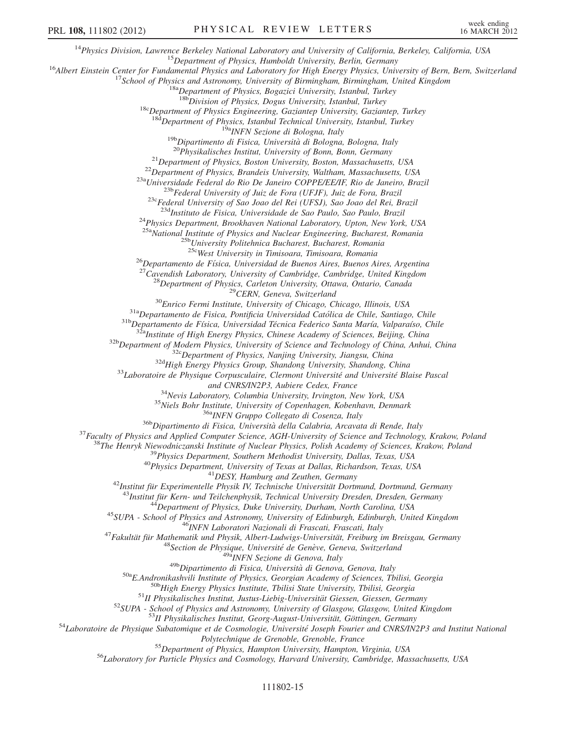[14]Physics Division, Lawrence Berkeley National Laboratory and University of California, Berkeley, California, USA
[15]Department of Physics, Humboldt University, Berlin, Germany
[16]Albert Einstein Center for Fundamental Physics and Laboratory for High Energy Physics, University of Bern, Bern, Switzerland
[17]School of Physics and Astronomy, University of Birmingham, Birmingham, United Kingdom
[18a]Department of Physics, Bogazici University, Istanbul, Turkey
[18b]Division of Physics, Dogus University, Istanbul, Turkey
[18c]Department of Physics Engineering, Gaziantep University, Gaziantep, Turkey
[18d]Department of Physics, Istanbul Technical University, Istanbul, Turkey
[19a]INFN Sezione di Bologna, Italy
[19b]Dipartimento di Fisica, Università di Bologna, Bologna, Italy
[20]Physikalisches Institut, University of Bonn, Bonn, Germany
[21]Department of Physics, Boston University, Boston, Massachusetts, USA
[22]Department of Physics, Brandeis University, Waltham, Massachusetts, USA
[23a]Universidade Federal do Rio De Janeiro COPPE/EE/IF, Rio de Janeiro, Brazil
[23b]Federal University of Juiz de Fora (UFJF), Juiz de Fora, Brazil
[23c]Federal University of Sao Joao del Rei (UFSJ), Sao Joao del Rei, Brazil
[23d]Instituto de Fisica, Universidade de Sao Paulo, Sao Paulo, Brazil
[24]Physics Department, Brookhaven National Laboratory, Upton, New York, USA
[25a]National Institute of Physics and Nuclear Engineering, Bucharest, Romania
[25b]University Politehnica Bucharest, Bucharest, Romania
[25c]West University in Timisoara, Timisoara, Romania
[26]Departamento de Física, Universidad de Buenos Aires, Buenos Aires, Argentina
[27]Cavendish Laboratory, University of Cambridge, Cambridge, United Kingdom
[28]Department of Physics, Carleton University, Ottawa, Ontario, Canada
[29]CERN, Geneva, Switzerland
[30]Enrico Fermi Institute, University of Chicago, Chicago, Illinois, USA
[31a]Departamento de Fisica, Pontificia Universidad Católica de Chile, Santiago, Chile
[31b]Departamento de Física, Universidad Técnica Federico Santa María, Valparaíso, Chile
[32a]Institute of High Energy Physics, Chinese Academy of Sciences, Beijing, China
[32b]Department of Modern Physics, University of Science and Technology of China, Anhui, China
[32c]Department of Physics, Nanjing University, Jiangsu, China
[32d]High Energy Physics Group, Shandong University, Shandong, China
[33]Laboratoire de Physique Corpusculaire, Clermont Université and Université Blaise Pascal and CNRS/IN2P3, Aubiere Cedex, France
[34]Nevis Laboratory, Columbia University, Irvington, New York, USA
[35]Niels Bohr Institute, University of Copenhagen, Kobenhavn, Denmark
[36a]INFN Gruppo Collegato di Cosenza, Italy
[36b]Dipartimento di Fisica, Università della Calabria, Arcavata di Rende, Italy
[37]Faculty of Physics and Applied Computer Science, AGH-University of Science and Technology, Krakow, Poland
[38]The Henryk Niewodniczanski Institute of Nuclear Physics, Polish Academy of Sciences, Krakow, Poland
[39]Physics Department, Southern Methodist University, Dallas, Texas, USA
[40]Physics Department, University of Texas at Dallas, Richardson, Texas, USA
[41]DESY, Hamburg and Zeuthen, Germany
[42]Institut für Experimentelle Physik IV, Technische Universität Dortmund, Dortmund, Germany
[43]Institut für Kern- und Teilchenphysik, Technical University Dresden, Dresden, Germany
[44]Department of Physics, Duke University, Durham, North Carolina, USA
[45]SUPA - School of Physics and Astronomy, University of Edinburgh, Edinburgh, United Kingdom
[46]INFN Laboratori Nazionali di Frascati, Frascati, Italy
[47]Fakultät für Mathematik und Physik, Albert-Ludwigs-Universität, Freiburg im Breisgau, Germany
[48]Section de Physique, Université de Genève, Geneva, Switzerland
[49a]INFN Sezione di Genova, Italy
[49b]Dipartimento di Fisica, Università di Genova, Genova, Italy
[50a]E.Andronikashvili Institute of Physics, Georgian Academy of Sciences, Tbilisi, Georgia
[50b]High Energy Physics Institute, Tbilisi State University, Tbilisi, Georgia
[51]II Physikalisches Institut, Justus-Liebig-Universität Giessen, Giessen, Germany
[52]SUPA - School of Physics and Astronomy, University of Glasgow, Glasgow, United Kingdom
[53]II Physikalisches Institut, Georg-August-Universität, Göttingen, Germany
[54]Laboratoire de Physique Subatomique et de Cosmologie, Université Joseph Fourier and CNRS/IN2P3 and Institut National Polytechnique de Grenoble, Grenoble, France
[55]Department of Physics, Hampton University, Hampton, Virginia, USA
[56]Laboratory for Particle Physics and Cosmology, Harvard University, Cambridge, Massachusetts, USA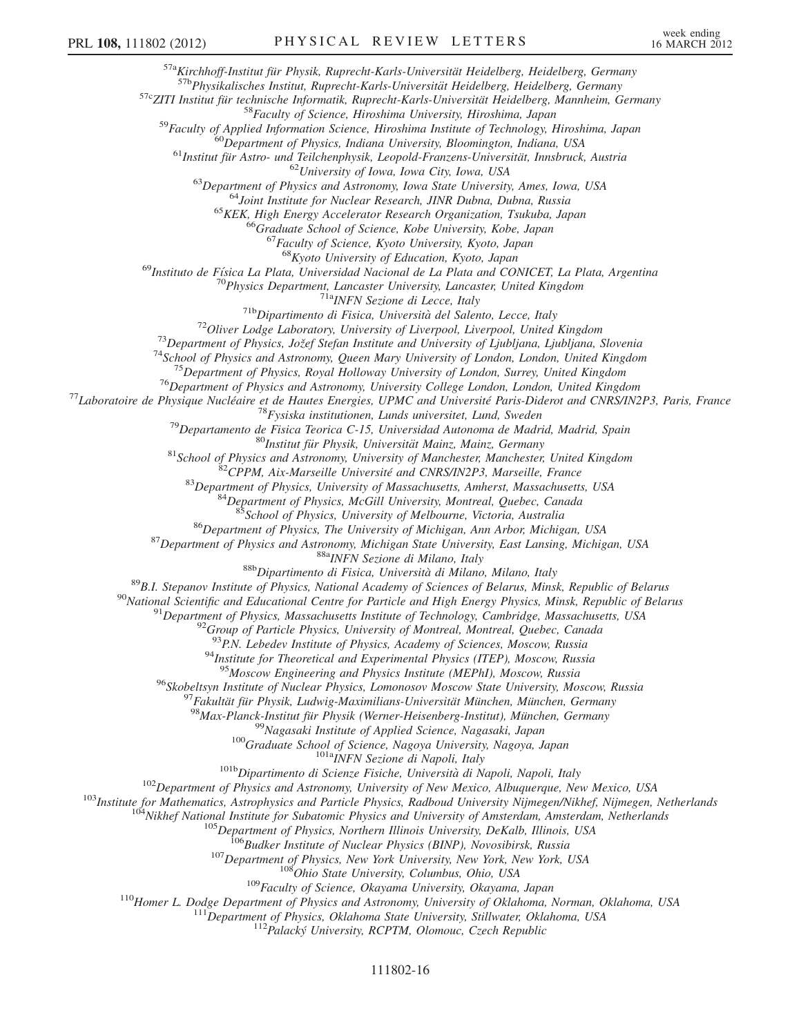[57a]Kirchhoff-Institut für Physik, Ruprecht-Karls-Universität Heidelberg, Heidelberg, Germany
[57b]Physikalisches Institut, Ruprecht-Karls-Universität Heidelberg, Heidelberg, Germany
[57c]ZITI Institut für technische Informatik, Ruprecht-Karls-Universität Heidelberg, Mannheim, Germany
[58]Faculty of Science, Hiroshima University, Hiroshima, Japan
[59]Faculty of Applied Information Science, Hiroshima Institute of Technology, Hiroshima, Japan
[60]Department of Physics, Indiana University, Bloomington, Indiana, USA
[61]Institut für Astro- und Teilchenphysik, Leopold-Franzens-Universität, Innsbruck, Austria
[62]University of Iowa, Iowa City, Iowa, USA
[63]Department of Physics and Astronomy, Iowa State University, Ames, Iowa, USA
[64]Joint Institute for Nuclear Research, JINR Dubna, Dubna, Russia
[65]KEK, High Energy Accelerator Research Organization, Tsukuba, Japan
[66]Graduate School of Science, Kobe University, Kobe, Japan
[67]Faculty of Science, Kyoto University, Kyoto, Japan
[68]Kyoto University of Education, Kyoto, Japan
[69]Instituto de Física La Plata, Universidad Nacional de La Plata and CONICET, La Plata, Argentina
[70]Physics Department, Lancaster University, Lancaster, United Kingdom
[71a]INFN Sezione di Lecce, Italy
[71b]Dipartimento di Fisica, Università del Salento, Lecce, Italy
[72]Oliver Lodge Laboratory, University of Liverpool, Liverpool, United Kingdom
[73]Department of Physics, Jožef Stefan Institute and University of Ljubljana, Ljubljana, Slovenia
[74]School of Physics and Astronomy, Queen Mary University of London, London, United Kingdom
[75]Department of Physics, Royal Holloway University of London, Surrey, United Kingdom
[76]Department of Physics and Astronomy, University College London, London, United Kingdom
[77]Laboratoire de Physique Nucléaire et de Hautes Energies, UPMC and Université Paris-Diderot and CNRS/IN2P3, Paris, France
[78]Fysiska institutionen, Lunds universitet, Lund, Sweden
[79]Departamento de Fisica Teorica C-15, Universidad Autonoma de Madrid, Madrid, Spain
[80]Institut für Physik, Universität Mainz, Mainz, Germany
[81]School of Physics and Astronomy, University of Manchester, Manchester, United Kingdom
[82]CPPM, Aix-Marseille Université and CNRS/IN2P3, Marseille, France
[83]Department of Physics, University of Massachusetts, Amherst, Massachusetts, USA
[84]Department of Physics, McGill University, Montreal, Quebec, Canada
[85]School of Physics, University of Melbourne, Victoria, Australia
[86]Department of Physics, The University of Michigan, Ann Arbor, Michigan, USA
[87]Department of Physics and Astronomy, Michigan State University, East Lansing, Michigan, USA
[88a]INFN Sezione di Milano, Italy
[88b]Dipartimento di Fisica, Università di Milano, Milano, Italy
[89]B.I. Stepanov Institute of Physics, National Academy of Sciences of Belarus, Minsk, Republic of Belarus
[90]National Scientific and Educational Centre for Particle and High Energy Physics, Minsk, Republic of Belarus
[91]Department of Physics, Massachusetts Institute of Technology, Cambridge, Massachusetts, USA
[92]Group of Particle Physics, University of Montreal, Montreal, Quebec, Canada
[93]P.N. Lebedev Institute of Physics, Academy of Sciences, Moscow, Russia
[94]Institute for Theoretical and Experimental Physics (ITEP), Moscow, Russia
[95]Moscow Engineering and Physics Institute (MEPhI), Moscow, Russia
[96]Skobeltsyn Institute of Nuclear Physics, Lomonosov Moscow State University, Moscow, Russia
[97]Fakultät für Physik, Ludwig-Maximilians-Universität München, München, Germany
[98]Max-Planck-Institut für Physik (Werner-Heisenberg-Institut), München, Germany
[99]Nagasaki Institute of Applied Science, Nagasaki, Japan
[100]Graduate School of Science, Nagoya University, Nagoya, Japan
[101a]INFN Sezione di Napoli, Italy
[101b]Dipartimento di Scienze Fisiche, Università di Napoli, Napoli, Italy
[102]Department of Physics and Astronomy, University of New Mexico, Albuquerque, New Mexico, USA
[103]Institute for Mathematics, Astrophysics and Particle Physics, Radboud University Nijmegen/Nikhef, Nijmegen, Netherlands
[104]Nikhef National Institute for Subatomic Physics and University of Amsterdam, Amsterdam, Netherlands
[105]Department of Physics, Northern Illinois University, DeKalb, Illinois, USA
[106]Budker Institute of Nuclear Physics (BINP), Novosibirsk, Russia
[107]Department of Physics, New York University, New York, New York, USA
[108]Ohio State University, Columbus, Ohio, USA
[109]Faculty of Science, Okayama University, Okayama, Japan
[110]Homer L. Dodge Department of Physics and Astronomy, University of Oklahoma, Norman, Oklahoma, USA
[111]Department of Physics, Oklahoma State University, Stillwater, Oklahoma, USA
[112]Palacký University, RCPTM, Olomouc, Czech Republic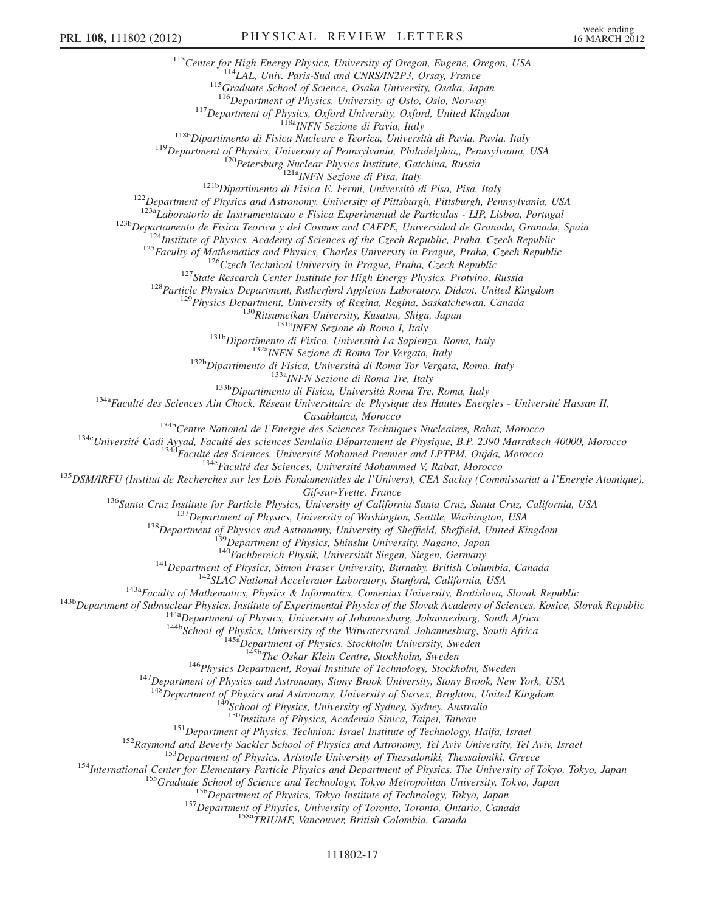[113]Center for High Energy Physics, University of Oregon, Eugene, Oregon, USA
[114]LAL, Univ. Paris-Sud and CNRS/IN2P3, Orsay, France
[115]Graduate School of Science, Osaka University, Osaka, Japan
[116]Department of Physics, University of Oslo, Oslo, Norway
[117]Department of Physics, Oxford University, Oxford, United Kingdom
[118a]INFN Sezione di Pavia, Italy
[118b]Dipartimento di Fisica Nucleare e Teorica, Università di Pavia, Pavia, Italy
[119]Department of Physics, University of Pennsylvania, Philadelphia,, Pennsylvania, USA
[120]Petersburg Nuclear Physics Institute, Gatchina, Russia
[121a]INFN Sezione di Pisa, Italy
[121b]Dipartimento di Fisica E. Fermi, Università di Pisa, Pisa, Italy
[122]Department of Physics and Astronomy, University of Pittsburgh, Pittsburgh, Pennsylvania, USA
[123a]Laboratorio de Instrumentacao e Fisica Experimental de Particulas - LIP, Lisboa, Portugal
[123b]Departamento de Fisica Teorica y del Cosmos and CAFPE, Universidad de Granada, Granada, Spain
[124]Institute of Physics, Academy of Sciences of the Czech Republic, Praha, Czech Republic
[125]Faculty of Mathematics and Physics, Charles University in Prague, Praha, Czech Republic
[126]Czech Technical University in Prague, Praha, Czech Republic
[127]State Research Center Institute for High Energy Physics, Protvino, Russia
[128]Particle Physics Department, Rutherford Appleton Laboratory, Didcot, United Kingdom
[129]Physics Department, University of Regina, Regina, Saskatchewan, Canada
[130]Ritsumeikan University, Kusatsu, Shiga, Japan
[131a]INFN Sezione di Roma I, Italy
[131b]Dipartimento di Fisica, Università La Sapienza, Roma, Italy
[132a]INFN Sezione di Roma Tor Vergata, Italy
[132b]Dipartimento di Fisica, Università di Roma Tor Vergata, Roma, Italy
[133a]INFN Sezione di Roma Tre, Italy
[133b]Dipartimento di Fisica, Università Roma Tre, Roma, Italy
[134a]Faculté des Sciences Ain Chock, Réseau Universitaire de Physique des Hautes Energies - Université Hassan II, Casablanca, Morocco
[134b]Centre National de l'Energie des Sciences Techniques Nucleaires, Rabat, Morocco
[134c]Université Cadi Ayyad, Faculté des sciences Semlalia Département de Physique, B.P. 2390 Marrakech 40000, Morocco
[134d]Faculté des Sciences, Université Mohamed Premier and LPTPM, Oujda, Morocco
[134e]Faculté des Sciences, Université Mohammed V, Rabat, Morocco
[135]DSM/IRFU (Institut de Recherches sur les Lois Fondamentales de l'Univers), CEA Saclay (Commissariat a l'Energie Atomique), Gif-sur-Yvette, France
[136]Santa Cruz Institute for Particle Physics, University of California Santa Cruz, Santa Cruz, California, USA
[137]Department of Physics, University of Washington, Seattle, Washington, USA
[138]Department of Physics and Astronomy, University of Sheffield, Sheffield, United Kingdom
[139]Department of Physics, Shinshu University, Nagano, Japan
[140]Fachbereich Physik, Universität Siegen, Siegen, Germany
[141]Department of Physics, Simon Fraser University, Burnaby, British Columbia, Canada
[142]SLAC National Accelerator Laboratory, Stanford, California, USA
[143a]Faculty of Mathematics, Physics & Informatics, Comenius University, Bratislava, Slovak Republic
[143b]Department of Subnuclear Physics, Institute of Experimental Physics of the Slovak Academy of Sciences, Kosice, Slovak Republic
[144a]Department of Physics, University of Johannesburg, Johannesburg, South Africa
[144b]School of Physics, University of the Witwatersrand, Johannesburg, South Africa
[145a]Department of Physics, Stockholm University, Sweden
[145b]The Oskar Klein Centre, Stockholm, Sweden
[146]Physics Department, Royal Institute of Technology, Stockholm, Sweden
[147]Department of Physics and Astronomy, Stony Brook University, Stony Brook, New York, USA
[148]Department of Physics and Astronomy, University of Sussex, Brighton, United Kingdom
[149]School of Physics, University of Sydney, Sydney, Australia
[150]Institute of Physics, Academia Sinica, Taipei, Taiwan
[151]Department of Physics, Technion: Israel Institute of Technology, Haifa, Israel
[152]Raymond and Beverly Sackler School of Physics and Astronomy, Tel Aviv University, Tel Aviv, Israel
[153]Department of Physics, Aristotle University of Thessaloniki, Thessaloniki, Greece
[154]International Center for Elementary Particle Physics and Department of Physics, The University of Tokyo, Tokyo, Japan
[155]Graduate School of Science and Technology, Tokyo Metropolitan University, Tokyo, Japan
[156]Department of Physics, Tokyo Institute of Technology, Tokyo, Japan
[157]Department of Physics, University of Toronto, Toronto, Ontario, Canada
[158a]TRIUMF, Vancouver, British Colombia, Canada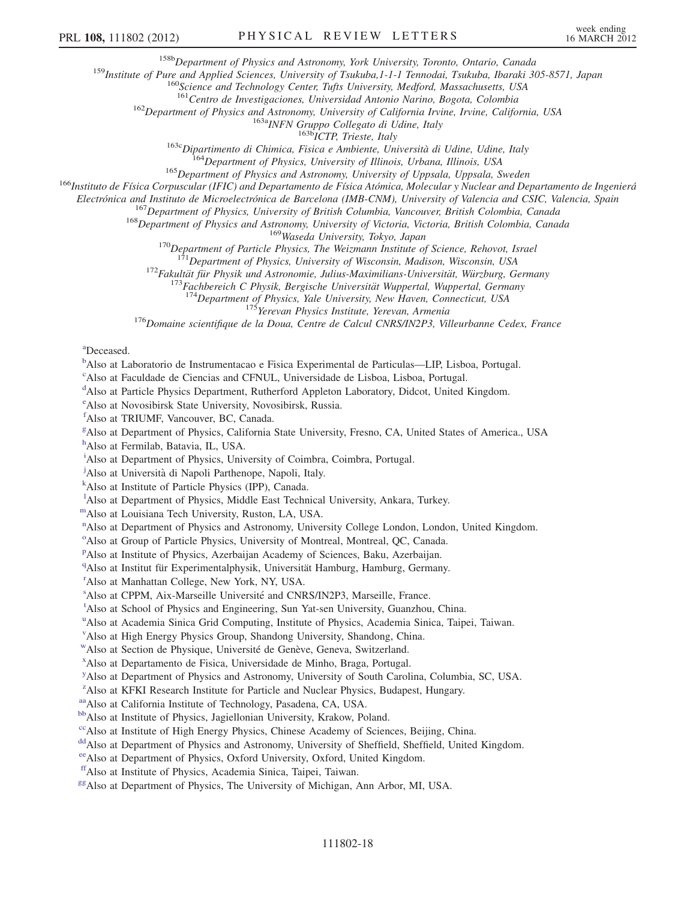[158b]Department of Physics and Astronomy, York University, Toronto, Ontario, Canada
[159]Institute of Pure and Applied Sciences, University of Tsukuba,1-1-1 Tennodai, Tsukuba, Ibaraki 305-8571, Japan
[160]Science and Technology Center, Tufts University, Medford, Massachusetts, USA
[161]Centro de Investigaciones, Universidad Antonio Narino, Bogota, Colombia
[162]Department of Physics and Astronomy, University of California Irvine, Irvine, California, USA
[163a]INFN Gruppo Collegato di Udine, Italy
[163b]ICTP, Trieste, Italy
[163c]Dipartimento di Chimica, Fisica e Ambiente, Università di Udine, Udine, Italy
[164]Department of Physics, University of Illinois, Urbana, Illinois, USA
[165]Department of Physics and Astronomy, University of Uppsala, Uppsala, Sweden
[166]Instituto de Física Corpuscular (IFIC) and Departamento de Física Atómica, Molecular y Nuclear and Departamento de Ingenierá Electrónica and Instituto de Microelectrónica de Barcelona (IMB-CNM), University of Valencia and CSIC, Valencia, Spain
[167]Department of Physics, University of British Columbia, Vancouver, British Colombia, Canada
[168]Department of Physics and Astronomy, University of Victoria, Victoria, British Colombia, Canada
[169]Waseda University, Tokyo, Japan
[170]Department of Particle Physics, The Weizmann Institute of Science, Rehovot, Israel
[171]Department of Physics, University of Wisconsin, Madison, Wisconsin, USA
[172]Fakultät für Physik und Astronomie, Julius-Maximilians-Universität, Würzburg, Germany
[173]Fachbereich C Physik, Bergische Universität Wuppertal, Wuppertal, Germany
[174]Department of Physics, Yale University, New Haven, Connecticut, USA
[175]Yerevan Physics Institute, Yerevan, Armenia
[176]Domaine scientifique de la Doua, Centre de Calcul CNRS/IN2P3, Villeurbanne Cedex, France

[a]Deceased.
[b]Also at Laboratorio de Instrumentacao e Fisica Experimental de Particulas—LIP, Lisboa, Portugal.
[c]Also at Faculdade de Ciencias and CFNUL, Universidade de Lisboa, Lisboa, Portugal.
[d]Also at Particle Physics Department, Rutherford Appleton Laboratory, Didcot, United Kingdom.
[e]Also at Novosibirsk State University, Novosibirsk, Russia.
[f]Also at TRIUMF, Vancouver, BC, Canada.
[g]Also at Department of Physics, California State University, Fresno, CA, United States of America., USA
[h]Also at Fermilab, Batavia, IL, USA.
[i]Also at Department of Physics, University of Coimbra, Coimbra, Portugal.
[j]Also at Università di Napoli Parthenope, Napoli, Italy.
[k]Also at Institute of Particle Physics (IPP), Canada.
[l]Also at Department of Physics, Middle East Technical University, Ankara, Turkey.
[m]Also at Louisiana Tech University, Ruston, LA, USA.
[n]Also at Department of Physics and Astronomy, University College London, London, United Kingdom.
[o]Also at Group of Particle Physics, University of Montreal, Montreal, QC, Canada.
[p]Also at Institute of Physics, Azerbaijan Academy of Sciences, Baku, Azerbaijan.
[q]Also at Institut für Experimentalphysik, Universität Hamburg, Hamburg, Germany.
[r]Also at Manhattan College, New York, NY, USA.
[s]Also at CPPM, Aix-Marseille Université and CNRS/IN2P3, Marseille, France.
[t]Also at School of Physics and Engineering, Sun Yat-sen University, Guanzhou, China.
[u]Also at Academia Sinica Grid Computing, Institute of Physics, Academia Sinica, Taipei, Taiwan.
[v]Also at High Energy Physics Group, Shandong University, Shandong, China.
[w]Also at Section de Physique, Université de Genève, Geneva, Switzerland.
[x]Also at Departamento de Fisica, Universidade de Minho, Braga, Portugal.
[y]Also at Department of Physics and Astronomy, University of South Carolina, Columbia, SC, USA.
[z]Also at KFKI Research Institute for Particle and Nuclear Physics, Budapest, Hungary.
[aa]Also at California Institute of Technology, Pasadena, CA, USA.
[bb]Also at Institute of Physics, Jagiellonian University, Krakow, Poland.
[cc]Also at Institute of High Energy Physics, Chinese Academy of Sciences, Beijing, China.
[dd]Also at Department of Physics and Astronomy, University of Sheffield, Sheffield, United Kingdom.
[ee]Also at Department of Physics, Oxford University, Oxford, United Kingdom.
[ff]Also at Institute of Physics, Academia Sinica, Taipei, Taiwan.
[gg]Also at Department of Physics, The University of Michigan, Ann Arbor, MI, USA.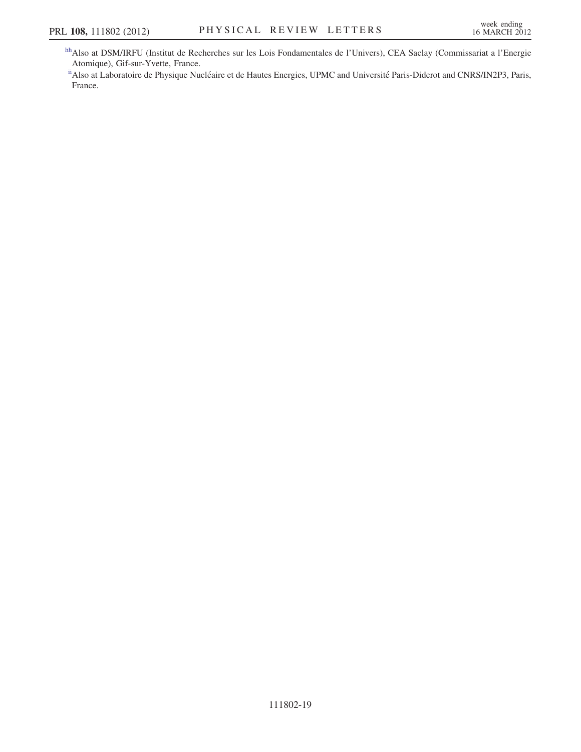[hh]Also at DSM/IRFU (Institut de Recherches sur les Lois Fondamentales de l'Univers), CEA Saclay (Commissariat a l'Energie Atomique), Gif-sur-Yvette, France.

[ii]Also at Laboratoire de Physique Nucléaire et de Hautes Energies, UPMC and Université Paris-Diderot and CNRS/IN2P3, Paris, France.